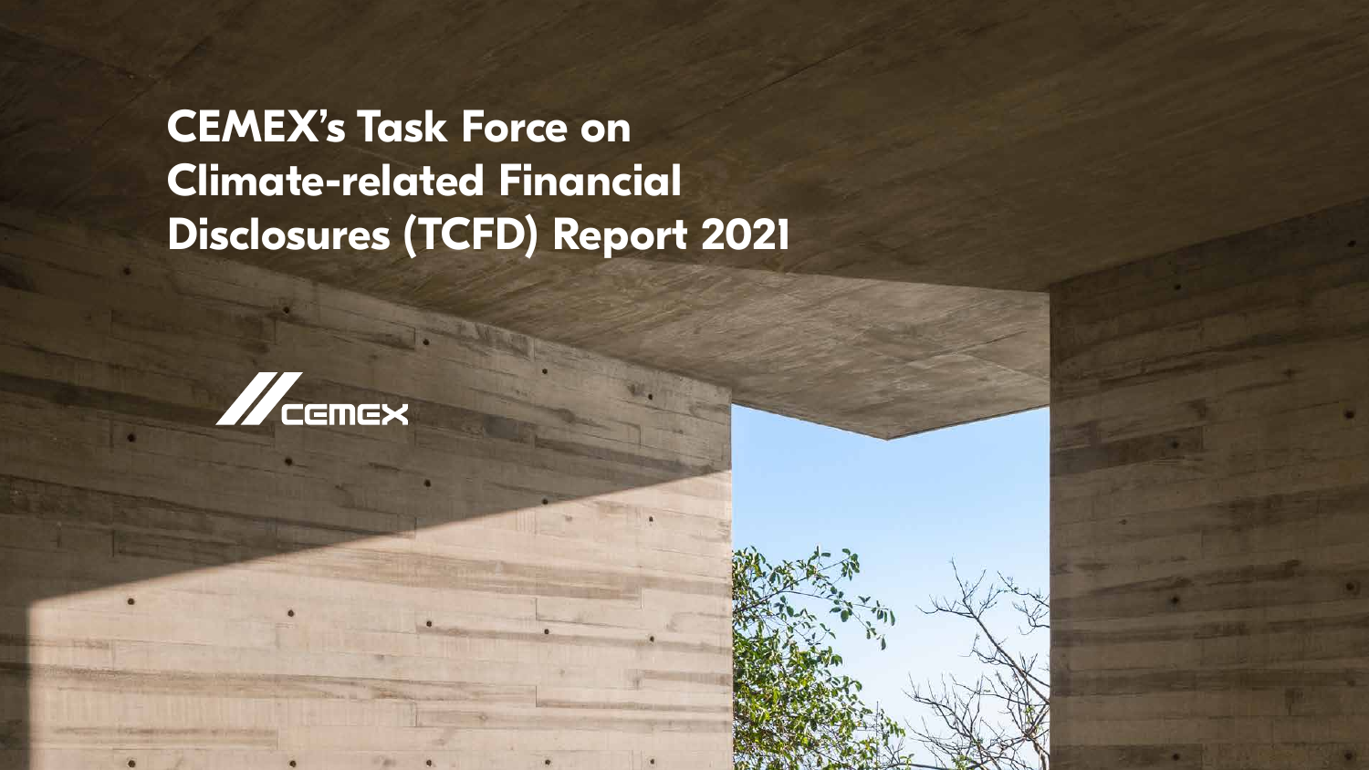# CEMEX's Task Force on Climate-related Financial Disclosures (TCFD) Report 2021

CEMEX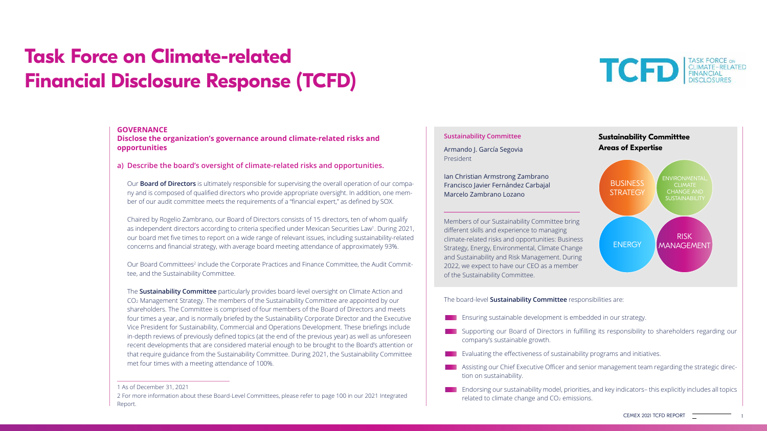# Task Force on Climate-related Financial Disclosure Response (TCFD)

TCFD TASK FORCE ON CLIMATE-RELATED FINANCIAL DISCLOSURES

## GOVERNANCE

### Disclose the organization's governance around climate-related risks and opportunities

#### a) Describe the board's oversight of climate-related risks and opportunities.

Our **Board of Directors** is ultimately responsible for supervising the overall operation of our company and is composed of qualified directors who provide appropriate oversight. In addition, one member of our audit committee meets the requirements of a "financial expert," as defined by SOX.

Chaired by Rogelio Zambrano, our Board of Directors consists of 15 directors, ten of whom qualify as independent directors according to criteria specified under Mexican Securities Law[1]. During 2021, our board met five times to report on a wide range of relevant issues, including sustainability-related concerns and financial strategy, with average board meeting attendance of approximately 93%.

Our Board Committees[2] include the Corporate Practices and Finance Committee, the Audit Committee, and the Sustainability Committee.

The **Sustainability Committee** particularly provides board-level oversight on Climate Action and $CO_2$ Management Strategy. The members of the Sustainability Committee are appointed by our shareholders. The Committee is comprised of four members of the Board of Directors and meets four times a year, and is normally briefed by the Sustainability Corporate Director and the Executive Vice President for Sustainability, Commercial and Operations Development. These briefings include in-depth reviews of previously defined topics (at the end of the previous year) as well as unforeseen recent developments that are considered material enough to be brought to the Board's attention or that require guidance from the Sustainability Committee. During 2021, the Sustainability Committee met four times with a meeting attendance of 100%.

1 As of December 31, 2021

2 For more information about these Board-Level Committees, please refer to page 100 in our 2021 Integrated Report.

**Sustainability Committee**

Armando J. García Segovia
President

Ian Christian Armstrong Zambrano
Francisco Javier Fernández Carbajal
Marcelo Zambrano Lozano

Members of our Sustainability Committee bring different skills and experience to managing climate-related risks and opportunities: Business Strategy, Energy, Environmental, Climate Change and Sustainability and Risk Management. During 2022, we expect to have our CEO as a member of the Sustainability Committee.

**Sustainability Committtee Areas of Expertise**

- BUSINESS STRATEGY
- ENVIRONMENTAL, CLIMATE CHANGE AND SUSTAINABILITY
- ENERGY
- RISK MANAGEMENT

The board-level **Sustainability Committee** responsibilities are:

- Ensuring sustainable development is embedded in our strategy.
- Supporting our Board of Directors in fulfilling its responsibility to shareholders regarding our company's sustainable growth.
- Evaluating the effectiveness of sustainability programs and initiatives.
- Assisting our Chief Executive Officer and senior management team regarding the strategic direction on sustainability.
- Endorsing our sustainability model, priorities, and key indicators– this explicitly includes all topics related to climate change and $CO_2$ emissions.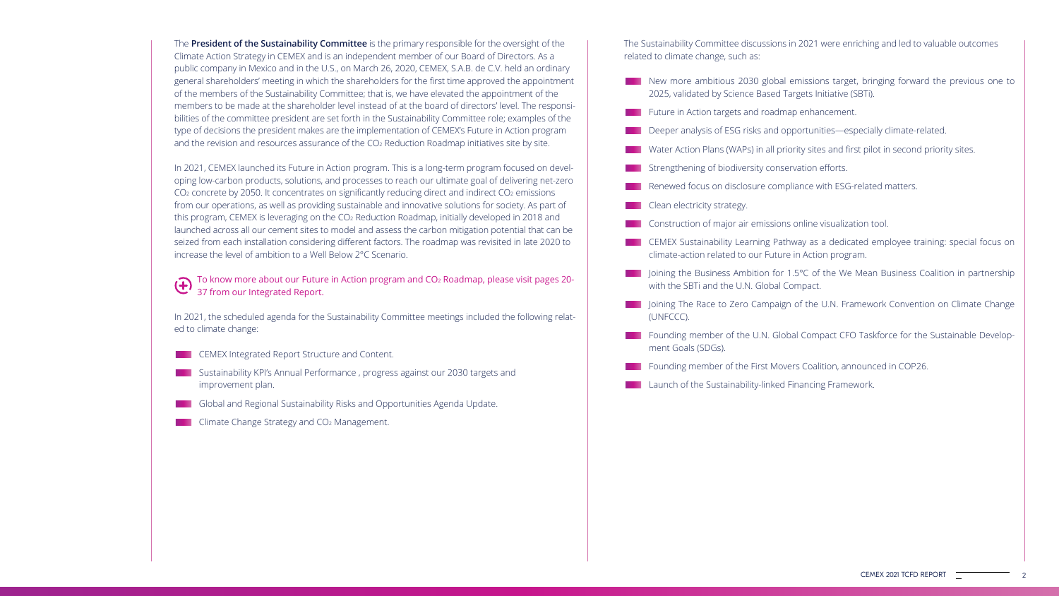The **President of the Sustainability Committee** is the primary responsible for the oversight of the Climate Action Strategy in CEMEX and is an independent member of our Board of Directors. As a public company in Mexico and in the U.S., on March 26, 2020, CEMEX, S.A.B. de C.V. held an ordinary general shareholders' meeting in which the shareholders for the first time approved the appointment of the members of the Sustainability Committee; that is, we have elevated the appointment of the members to be made at the shareholder level instead of at the board of directors' level. The responsibilities of the committee president are set forth in the Sustainability Committee role; examples of the type of decisions the president makes are the implementation of CEMEX's Future in Action program and the revision and resources assurance of the $CO_2$ Reduction Roadmap initiatives site by site.

In 2021, CEMEX launched its Future in Action program. This is a long-term program focused on developing low-carbon products, solutions, and processes to reach our ultimate goal of delivering net-zero $CO_2$ concrete by 2050. It concentrates on significantly reducing direct and indirect $CO_2$ emissions from our operations, as well as providing sustainable and innovative solutions for society. As part of this program, CEMEX is leveraging on the $CO_2$ Reduction Roadmap, initially developed in 2018 and launched across all our cement sites to model and assess the carbon mitigation potential that can be seized from each installation considering different factors. The roadmap was revisited in late 2020 to increase the level of ambition to a Well Below 2°C Scenario.

To know more about our Future in Action program and $CO_2$ Roadmap, please visit pages 20-37 from our Integrated Report.

In 2021, the scheduled agenda for the Sustainability Committee meetings included the following related to climate change:

- CEMEX Integrated Report Structure and Content.
- Sustainability KPI's Annual Performance , progress against our 2030 targets and improvement plan.
- Global and Regional Sustainability Risks and Opportunities Agenda Update.
- Climate Change Strategy and $CO_2$ Management.

The Sustainability Committee discussions in 2021 were enriching and led to valuable outcomes related to climate change, such as:

- New more ambitious 2030 global emissions target, bringing forward the previous one to 2025, validated by Science Based Targets Initiative (SBTi).
- Future in Action targets and roadmap enhancement.
- Deeper analysis of ESG risks and opportunities—especially climate-related.
- Water Action Plans (WAPs) in all priority sites and first pilot in second priority sites.
- Strengthening of biodiversity conservation efforts.
- Renewed focus on disclosure compliance with ESG-related matters.
- Clean electricity strategy.
- Construction of major air emissions online visualization tool.
- CEMEX Sustainability Learning Pathway as a dedicated employee training: special focus on climate-action related to our Future in Action program.
- Joining the Business Ambition for 1.5°C of the We Mean Business Coalition in partnership with the SBTi and the U.N. Global Compact.
- Joining The Race to Zero Campaign of the U.N. Framework Convention on Climate Change (UNFCCC).
- Founding member of the U.N. Global Compact CFO Taskforce for the Sustainable Development Goals (SDGs).
- Founding member of the First Movers Coalition, announced in COP26.
- Launch of the Sustainability-linked Financing Framework.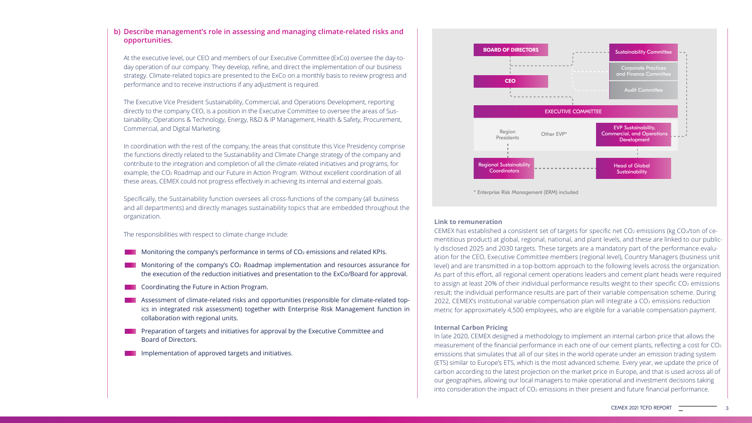## b) Describe management's role in assessing and managing climate-related risks and opportunities.

At the executive level, our CEO and members of our Executive Committee (ExCo) oversee the day-to-day operation of our company. They develop, refine, and direct the implementation of our business strategy. Climate-related topics are presented to the ExCo on a monthly basis to review progress and performance and to receive instructions if any adjustment is required.

The Executive Vice President Sustainability, Commercial, and Operations Development, reporting directly to the company CEO, is a position in the Executive Committee to oversee the areas of Sustainability, Operations & Technology, Energy, R&D & IP Management, Health & Safety, Procurement, Commercial, and Digital Marketing.

In coordination with the rest of the company, the areas that constitute this Vice Presidency comprise the functions directly related to the Sustainability and Climate Change strategy of the company and contribute to the integration and completion of all the climate-related initiatives and programs, for example, the $CO_2$ Roadmap and our Future in Action Program. Without excellent coordination of all these areas, CEMEX could not progress effectively in achieving its internal and external goals.

Specifically, the Sustainability function oversees all cross-functions of the company (all business and all departments) and directly manages sustainability topics that are embedded throughout the organization.

The responsibilities with respect to climate change include:

- Monitoring the company's performance in terms of $CO_2$ emissions and related KPIs.
- Monitoring of the company's $CO_2$ Roadmap implementation and resources assurance for the execution of the reduction initiatives and presentation to the ExCo/Board for approval.
- Coordinating the Future in Action Program.
- Assessment of climate-related risks and opportunities (responsible for climate-related topics in integrated risk assessment) together with Enterprise Risk Management function in collaboration with regional units.
- Preparation of targets and initiatives for approval by the Executive Committee and Board of Directors.
- Implementation of approved targets and initiatives.

BOARD OF DIRECTORS — Sustainability Committee; Corporate Practices and Finance Committee; Audit Committee

CEO

EXECUTIVE COMMITTEE — Region Presidents; Other EVP*; EVP Sustainability, Commercial, and Operations Development

Regional Sustainability Coordinators — Head of Global Sustainability

\* Enterprise Risk Management (ERM) included

**Link to remuneration**

CEMEX has established a consistent set of targets for specific net $CO_2$ emissions (kg $CO_2$/ton of cementitious product) at global, regional, national, and plant levels, and these are linked to our publicly disclosed 2025 and 2030 targets. These targets are a mandatory part of the performance evaluation for the CEO, Executive Committee members (regional level), Country Managers (business unit level) and are transmitted in a top-bottom approach to the following levels across the organization. As part of this effort, all regional cement operations leaders and cement plant heads were required to assign at least 20% of their individual performance results weight to their specific $CO_2$ emissions result; the individual performance results are part of their variable compensation scheme. During 2022, CEMEX's institutional variable compensation plan will integrate a $CO_2$ emissions reduction metric for approximately 4,500 employees, who are eligible for a variable compensation payment.

**Internal Carbon Pricing**

In late 2020, CEMEX designed a methodology to implement an internal carbon price that allows the measurement of the financial performance in each one of our cement plants, reflecting a cost for $CO_2$ emissions that simulates that all of our sites in the world operate under an emission trading system (ETS) similar to Europe's ETS, which is the most advanced scheme. Every year, we update the price of carbon according to the latest projection on the market price in Europe, and that is used across all of our geographies, allowing our local managers to make operational and investment decisions taking into consideration the impact of $CO_2$ emissions in their present and future financial performance.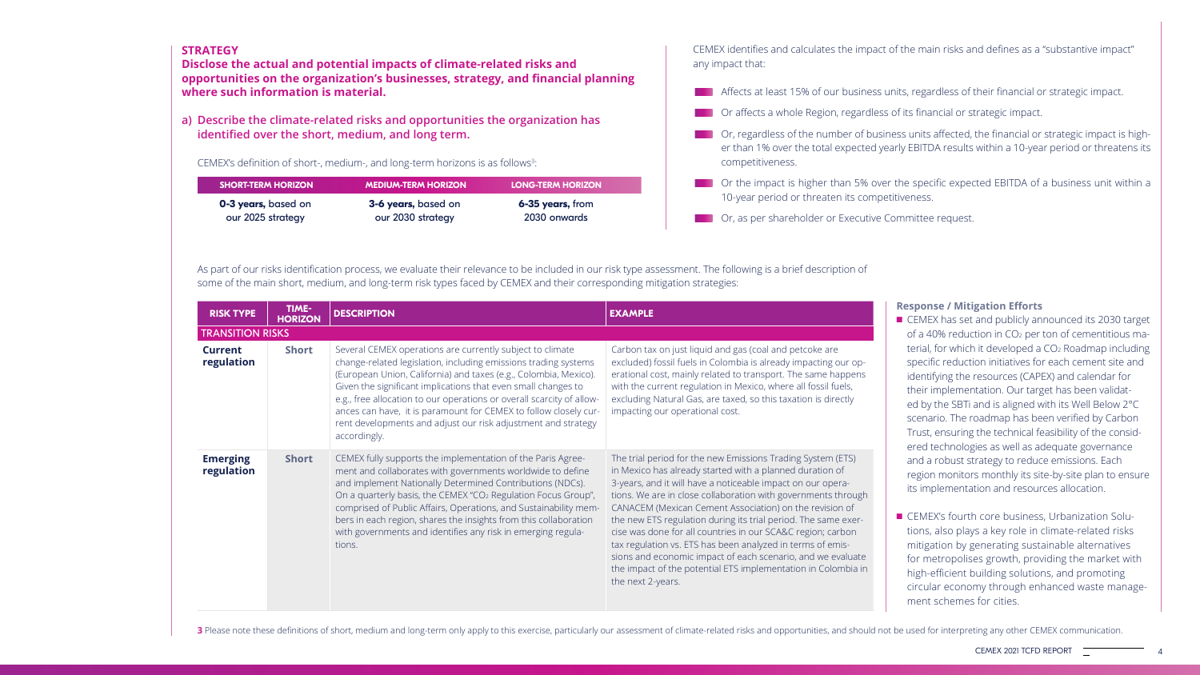## STRATEGY

**Disclose the actual and potential impacts of climate-related risks and opportunities on the organization's businesses, strategy, and financial planning where such information is material.**

**a) Describe the climate-related risks and opportunities the organization has identified over the short, medium, and long term.**

CEMEX's definition of short-, medium-, and long-term horizons is as follows[3]:

| SHORT-TERM HORIZON | MEDIUM-TERM HORIZON | LONG-TERM HORIZON |
|---|---|---|
| **0-3 years,** based on our 2025 strategy | **3-6 years,** based on our 2030 strategy | **6-35 years,** from 2030 onwards |

CEMEX identifies and calculates the impact of the main risks and defines as a "substantive impact" any impact that:

- Affects at least 15% of our business units, regardless of their financial or strategic impact.
- Or affects a whole Region, regardless of its financial or strategic impact.
- Or, regardless of the number of business units affected, the financial or strategic impact is higher than 1% over the total expected yearly EBITDA results within a 10-year period or threatens its competitiveness.
- Or the impact is higher than 5% over the specific expected EBITDA of a business unit within a 10-year period or threaten its competitiveness.
- Or, as per shareholder or Executive Committee request.

As part of our risks identification process, we evaluate their relevance to be included in our risk type assessment. The following is a brief description of some of the main short, medium, and long-term risk types faced by CEMEX and their corresponding mitigation strategies:

| RISK TYPE | TIME-HORIZON | DESCRIPTION | EXAMPLE |
|---|---|---|---|
| **TRANSITION RISKS** | | | |
| **Current regulation** | **Short** | Several CEMEX operations are currently subject to climate change-related legislation, including emissions trading systems (European Union, California) and taxes (e.g., Colombia, Mexico). Given the significant implications that even small changes to e.g., free allocation to our operations or overall scarcity of allowances can have, it is paramount for CEMEX to follow closely current developments and adjust our risk adjustment and strategy accordingly. | Carbon tax on just liquid and gas (coal and petcoke are excluded) fossil fuels in Colombia is already impacting our operational cost, mainly related to transport. The same happens with the current regulation in Mexico, where all fossil fuels, excluding Natural Gas, are taxed, so this taxation is directly impacting our operational cost. |
| **Emerging regulation** | **Short** | CEMEX fully supports the implementation of the Paris Agreement and collaborates with governments worldwide to define and implement Nationally Determined Contributions (NDCs). On a quarterly basis, the CEMEX "$CO_2$ Regulation Focus Group", comprised of Public Affairs, Operations, and Sustainability members in each region, shares the insights from this collaboration with governments and identifies any risk in emerging regulations. | The trial period for the new Emissions Trading System (ETS) in Mexico has already started with a planned duration of 3-years, and it will have a noticeable impact on our operations. We are in close collaboration with governments through CANACEM (Mexican Cement Association) on the revision of the new ETS regulation during its trial period. The same exercise was done for all countries in our SCA&C region; carbon tax regulation vs. ETS has been analyzed in terms of emissions and economic impact of each scenario, and we evaluate the impact of the potential ETS implementation in Colombia in the next 2-years. |

**Response / Mitigation Efforts**

- CEMEX has set and publicly announced its 2030 target of a 40% reduction in $CO_2$ per ton of cementitious material, for which it developed a $CO_2$ Roadmap including specific reduction initiatives for each cement site and identifying the resources (CAPEX) and calendar for their implementation. Our target has been validated by the SBTi and is aligned with its Well Below 2°C scenario. The roadmap has been verified by Carbon Trust, ensuring the technical feasibility of the considered technologies as well as adequate governance and a robust strategy to reduce emissions. Each region monitors monthly its site-by-site plan to ensure its implementation and resources allocation.
- CEMEX's fourth core business, Urbanization Solutions, also plays a key role in climate-related risks mitigation by generating sustainable alternatives for metropolises growth, providing the market with high-efficient building solutions, and promoting circular economy through enhanced waste management schemes for cities.

3 Please note these definitions of short, medium and long-term only apply to this exercise, particularly our assessment of climate-related risks and opportunities, and should not be used for interpreting any other CEMEX communication.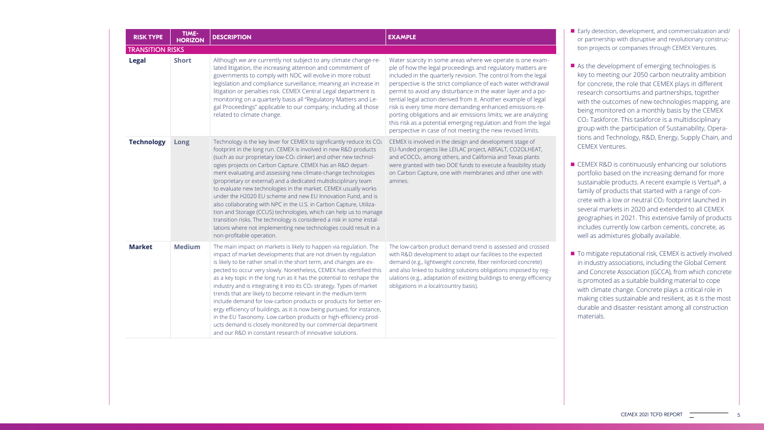| RISK TYPE | TIME-HORIZON | DESCRIPTION | EXAMPLE |
|---|---|---|---|
| **TRANSITION RISKS** | | | |
| **Legal** | **Short** | Although we are currently not subject to any climate change-related litigation, the increasing attention and commitment of governments to comply with NDC will evolve in more robust legislation and compliance surveillance, meaning an increase in litigation or penalties risk. CEMEX Central Legal department is monitoring on a quarterly basis all "Regulatory Matters and Legal Proceedings" applicable to our company, including all those related to climate change. | Water scarcity in some areas where we operate is one example of how the legal proceedings and regulatory matters are included in the quarterly revision. The control from the legal perspective is the strict compliance of each water withdrawal permit to avoid any disturbance in the water layer and a potential legal action derived from it. Another example of legal risk is every time more demanding enhanced emissions-reporting obligations and air emissions limits; we are analyzing this risk as a potential emerging regulation and from the legal perspective in case of not meeting the new revised limits. |
| **Technology** | **Long** | Technology is the key lever for CEMEX to significantly reduce its $CO_2$ footprint in the long run. CEMEX is involved in new R&D products (such as our proprietary low-$CO_2$ clinker) and other new technologies projects on Carbon Capture. CEMEX has an R&D department evaluating and assessing new climate-change technologies (proprietary or external) and a dedicated multidisciplinary team to evaluate new technologies in the market. CEMEX usually works under the H2020 EU scheme and new EU Innovation Fund, and is also collaborating with NPC in the U.S. in Carbon Capture, Utilization and Storage (CCUS) technologies, which can help us to manage transition risks. The technology is considered a risk in some installations where not implementing new technologies could result in a non-profitable operation. | CEMEX is involved in the design and development stage of EU-funded projects like LEILAC project, ABSALT, CO2OLHEAT, and eCOCO$_2$, among others, and California and Texas plants were granted with two DOE funds to execute a feasibility study on Carbon Capture, one with membranes and other one with amines. |
| **Market** | **Medium** | The main impact on markets is likely to happen via regulation. The impact of market developments that are not driven by regulation is likely to be rather small in the short term, and changes are expected to occur very slowly. Nonetheless, CEMEX has identified this as a key topic in the long run as it has the potential to reshape the industry and is integrating it into its $CO_2$ strategy. Types of market trends that are likely to become relevant in the medium term include demand for low-carbon products or products for better energy efficiency of buildings, as it is now being pursued, for instance, in the EU Taxonomy. Low carbon products or high-efficiency products demand is closely monitored by our commercial department and our R&D in constant research of innovative solutions. | The low-carbon product demand trend is assessed and crossed with R&D development to adapt our facilities to the expected demand (e.g., lightweight concrete, fiber reinforced concrete) and also linked to building solutions obligations imposed by regulations (e.g., adaptation of existing buildings to energy efficiency obligations in a local/country basis). |

- Early detection, development, and commercialization and/or partnership with disruptive and revolutionary construction projects or companies through CEMEX Ventures.
- As the development of emerging technologies is key to meeting our 2050 carbon neutrality ambition for concrete, the role that CEMEX plays in different research consortiums and partnerships, together with the outcomes of new-technologies mapping, are being monitored on a monthly basis by the CEMEX $CO_2$ Taskforce. This taskforce is a multidisciplinary group with the participation of Sustainability, Operations and Technology, R&D, Energy, Supply Chain, and CEMEX Ventures.
- CEMEX R&D is continuously enhancing our solutions portfolio based on the increasing demand for more sustainable products. A recent example is Vertua®, a family of products that started with a range of concrete with a low or neutral $CO_2$ footprint launched in several markets in 2020 and extended to all CEMEX geographies in 2021. This extensive family of products includes currently low carbon cements, concrete, as well as admixtures globally available.
- To mitigate reputational risk, CEMEX is actively involved in industry associations, including the Global Cement and Concrete Association (GCCA), from which concrete is promoted as a suitable building material to cope with climate change. Concrete plays a critical role in making cities sustainable and resilient, as it is the most durable and disaster-resistant among all construction materials.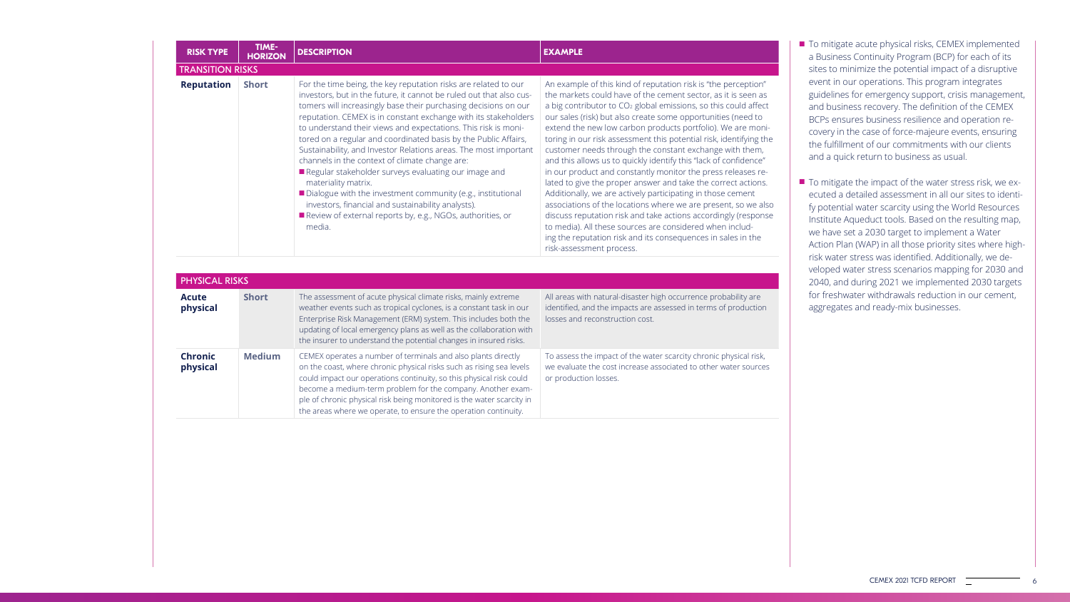| RISK TYPE | TIME-HORIZON | DESCRIPTION | EXAMPLE |
|---|---|---|---|
| **TRANSITION RISKS** | | | |
| **Reputation** | **Short** | For the time being, the key reputation risks are related to our investors, but in the future, it cannot be ruled out that also customers will increasingly base their purchasing decisions on our reputation. CEMEX is in constant exchange with its stakeholders to understand their views and expectations. This risk is monitored on a regular and coordinated basis by the Public Affairs, Sustainability, and Investor Relations areas. The most important channels in the context of climate change are:<br>■ Regular stakeholder surveys evaluating our image and materiality matrix.<br>■ Dialogue with the investment community (e.g., institutional investors, financial and sustainability analysts).<br>■ Review of external reports by, e.g., NGOs, authorities, or media. | An example of this kind of reputation risk is "the perception" the markets could have of the cement sector, as it is seen as a big contributor to $CO_2$ global emissions, so this could affect our sales (risk) but also create some opportunities (need to extend the new low carbon products portfolio). We are monitoring in our risk assessment this potential risk, identifying the customer needs through the constant exchange with them, and this allows us to quickly identify this "lack of confidence" in our product and constantly monitor the press releases related to give the proper answer and take the correct actions. Additionally, we are actively participating in those cement associations of the locations where we are present, so we also discuss reputation risk and take actions accordingly (response to media). All these sources are considered when including the reputation risk and its consequences in sales in the risk-assessment process. |
| **PHYSICAL RISKS** | | | |
| **Acute physical** | **Short** | The assessment of acute physical climate risks, mainly extreme weather events such as tropical cyclones, is a constant task in our Enterprise Risk Management (ERM) system. This includes both the updating of local emergency plans as well as the collaboration with the insurer to understand the potential changes in insured risks. | All areas with natural-disaster high occurrence probability are identified, and the impacts are assessed in terms of production losses and reconstruction cost. |
| **Chronic physical** | **Medium** | CEMEX operates a number of terminals and also plants directly on the coast, where chronic physical risks such as rising sea levels could impact our operations continuity, so this physical risk could become a medium-term problem for the company. Another example of chronic physical risk being monitored is the water scarcity in the areas where we operate, to ensure the operation continuity. | To assess the impact of the water scarcity chronic physical risk, we evaluate the cost increase associated to other water sources or production losses. |

- To mitigate acute physical risks, CEMEX implemented a Business Continuity Program (BCP) for each of its sites to minimize the potential impact of a disruptive event in our operations. This program integrates guidelines for emergency support, crisis management, and business recovery. The definition of the CEMEX BCPs ensures business resilience and operation recovery in the case of force-majeure events, ensuring the fulfillment of our commitments with our clients and a quick return to business as usual.
- To mitigate the impact of the water stress risk, we executed a detailed assessment in all our sites to identify potential water scarcity using the World Resources Institute Aqueduct tools. Based on the resulting map, we have set a 2030 target to implement a Water Action Plan (WAP) in all those priority sites where high-risk water stress was identified. Additionally, we developed water stress scenarios mapping for 2030 and 2040, and during 2021 we implemented 2030 targets for freshwater withdrawals reduction in our cement, aggregates and ready-mix businesses.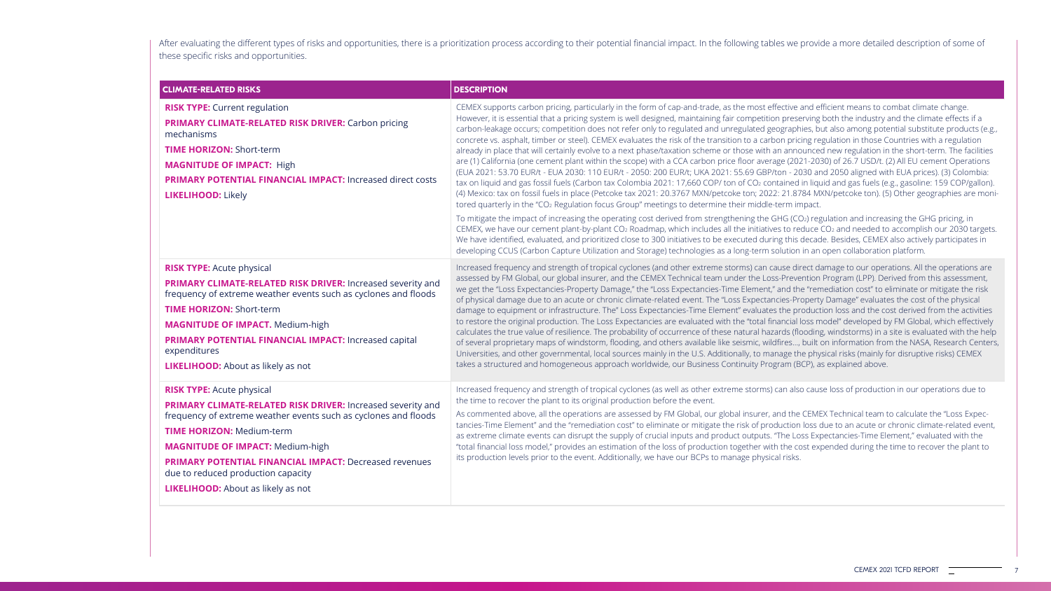After evaluating the different types of risks and opportunities, there is a prioritization process according to their potential financial impact. In the following tables we provide a more detailed description of some of these specific risks and opportunities.

| CLIMATE-RELATED RISKS | DESCRIPTION |
| --- | --- |
| **RISK TYPE:** Current regulation<br>**PRIMARY CLIMATE-RELATED RISK DRIVER:** Carbon pricing mechanisms<br>**TIME HORIZON:** Short-term<br>**MAGNITUDE OF IMPACT:** High<br>**PRIMARY POTENTIAL FINANCIAL IMPACT:** Increased direct costs<br>**LIKELIHOOD:** Likely | CEMEX supports carbon pricing, particularly in the form of cap-and-trade, as the most effective and efficient means to combat climate change. However, it is essential that a pricing system is well designed, maintaining fair competition preserving both the industry and the climate effects if a carbon-leakage occurs; competition does not refer only to regulated and unregulated geographies, but also among potential substitute products (e.g., concrete vs. asphalt, timber or steel). CEMEX evaluates the risk of the transition to a carbon pricing regulation in those Countries with a regulation already in place that will certainly evolve to a next phase/taxation scheme or those with an announced new regulation in the short-term. The facilities are (1) California (one cement plant within the scope) with a CCA carbon price floor average (2021-2030) of 26.7 USD/t. (2) All EU cement Operations (EUA 2021: 53.70 EUR/t - EUA 2030: 110 EUR/t - 2050: 200 EUR/t; UKA 2021: 55.69 GBP/ton - 2030 and 2050 aligned with EUA prices). (3) Colombia: tax on liquid and gas fossil fuels (Carbon tax Colombia 2021: 17,660 COP/ ton of $CO_2$ contained in liquid and gas fuels (e.g., gasoline: 159 COP/gallon). (4) Mexico: tax on fossil fuels in place (Petcoke tax 2021: 20.3767 MXN/petcoke ton; 2022: 21.8784 MXN/petcoke ton). (5) Other geographies are monitored quarterly in the "$CO_2$ Regulation focus Group" meetings to determine their middle-term impact.<br><br>To mitigate the impact of increasing the operating cost derived from strengthening the GHG ($CO_2$) regulation and increasing the GHG pricing, in CEMEX, we have our cement plant-by-plant $CO_2$ Roadmap, which includes all the initiatives to reduce $CO_2$ and needed to accomplish our 2030 targets. We have identified, evaluated, and prioritized close to 300 initiatives to be executed during this decade. Besides, CEMEX also actively participates in developing CCUS (Carbon Capture Utilization and Storage) technologies as a long-term solution in an open collaboration platform. |
| **RISK TYPE:** Acute physical<br>**PRIMARY CLIMATE-RELATED RISK DRIVER:** Increased severity and frequency of extreme weather events such as cyclones and floods<br>**TIME HORIZON:** Short-term<br>**MAGNITUDE OF IMPACT.** Medium-high<br>**PRIMARY POTENTIAL FINANCIAL IMPACT:** Increased capital expenditures<br>**LIKELIHOOD:** About as likely as not | Increased frequency and strength of tropical cyclones (and other extreme storms) can cause direct damage to our operations. All the operations are assessed by FM Global, our global insurer, and the CEMEX Technical team under the Loss-Prevention Program (LPP). Derived from this assessment, we get the "Loss Expectancies-Property Damage," the "Loss Expectancies-Time Element," and the "remediation cost" to eliminate or mitigate the risk of physical damage due to an acute or chronic climate-related event. The "Loss Expectancies-Property Damage" evaluates the cost of the physical damage to equipment or infrastructure. The" Loss Expectancies-Time Element" evaluates the production loss and the cost derived from the activities to restore the original production. The Loss Expectancies are evaluated with the "total financial loss model" developed by FM Global, which effectively calculates the true value of resilience. The probability of occurrence of these natural hazards (flooding, windstorms) in a site is evaluated with the help of several proprietary maps of windstorm, flooding, and others available like seismic, wildfires..., built on information from the NASA, Research Centers, Universities, and other governmental, local sources mainly in the U.S. Additionally, to manage the physical risks (mainly for disruptive risks) CEMEX takes a structured and homogeneous approach worldwide, our Business Continuity Program (BCP), as explained above. |
| **RISK TYPE:** Acute physical<br>**PRIMARY CLIMATE-RELATED RISK DRIVER:** Increased severity and frequency of extreme weather events such as cyclones and floods<br>**TIME HORIZON:** Medium-term<br>**MAGNITUDE OF IMPACT:** Medium-high<br>**PRIMARY POTENTIAL FINANCIAL IMPACT:** Decreased revenues due to reduced production capacity<br>**LIKELIHOOD:** About as likely as not | Increased frequency and strength of tropical cyclones (as well as other extreme storms) can also cause loss of production in our operations due to the time to recover the plant to its original production before the event.<br><br>As commented above, all the operations are assessed by FM Global, our global insurer, and the CEMEX Technical team to calculate the "Loss Expectancies-Time Element" and the "remediation cost" to eliminate or mitigate the risk of production loss due to an acute or chronic climate-related event, as extreme climate events can disrupt the supply of crucial inputs and product outputs. "The Loss Expectancies-Time Element," evaluated with the "total financial loss model," provides an estimation of the loss of production together with the cost expended during the time to recover the plant to its production levels prior to the event. Additionally, we have our BCPs to manage physical risks. |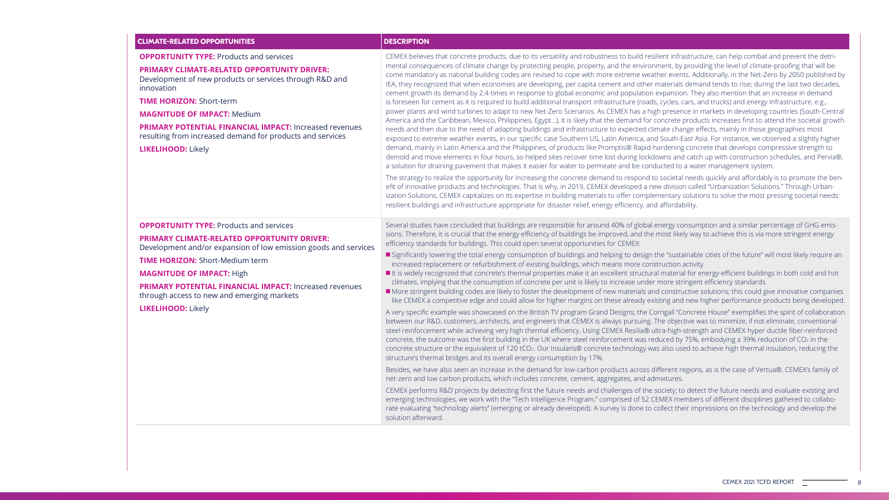| CLIMATE-RELATED OPPORTUNITIES | DESCRIPTION |
|---|---|
| **OPPORTUNITY TYPE:** Products and services<br><br>**PRIMARY CLIMATE-RELATED OPPORTUNITY DRIVER:** Development of new products or services through R&D and innovation<br><br>**TIME HORIZON:** Short-term<br><br>**MAGNITUDE OF IMPACT:** Medium<br><br>**PRIMARY POTENTIAL FINANCIAL IMPACT:** Increased revenues resulting from increased demand for products and services<br><br>**LIKELIHOOD:** Likely | CEMEX believes that concrete products, due to its versatility and robustness to build resilient infrastructure, can help combat and prevent the detrimental consequences of climate change by protecting people, property, and the environment, by providing the level of climate-proofing that will become mandatory as national building codes are revised to cope with more extreme weather events. Additionally, in the Net-Zero by 2050 published by IEA, they recognized that when economies are developing, per capita cement and other materials demand tends to rise; during the last two decades, cement growth its demand by 2.4-times in response to global economic and population expansion. They also mention that an increase in demand is foreseen for cement as it is required to build additional transport infrastructure (roads, cycles, cars, and trucks) and energy infrastructure, e.g., power plants and wind turbines to adapt to new Net-Zero Scenarios. As CEMEX has a high presence in markets in developing countries (South-Central America and the Caribbean, Mexico, Philippines, Egypt…), it is likely that the demand for concrete products increases first to attend the societal growth needs and then due to the need of adapting buildings and infrastructure to expected climate change effects, mainly in those geographies most exposed to extreme weather events, in our specific case Southern US, Latin America, and South-East Asia. For instance, we observed a slightly higher demand, mainly in Latin America and the Philippines, of products like Promptis® Rapid-hardening concrete that develops compressive strength to demold and move elements in four hours, so helped sites recover time lost during lockdowns and catch up with construction schedules, and Pervia®, a solution for draining pavement that makes it easier for water to permeate and be conducted to a water management system.<br><br>The strategy to realize the opportunity for increasing the concrete demand to respond to societal needs quickly and affordably is to promote the benefit of innovative products and technologies. That is why, in 2019, CEMEX developed a new division called "Urbanization Solutions." Through Urbanization Solutions, CEMEX capitalizes on its expertise in building materials to offer complementary solutions to solve the most pressing societal needs: resilient buildings and infrastructure appropriate for disaster relief, energy efficiency, and affordability. |
| **OPPORTUNITY TYPE:** Products and services<br><br>**PRIMARY CLIMATE-RELATED OPPORTUNITY DRIVER:** Development and/or expansion of low emission goods and services<br><br>**TIME HORIZON:** Short-Medium term<br><br>**MAGNITUDE OF IMPACT:** High<br><br>**PRIMARY POTENTIAL FINANCIAL IMPACT:** Increased revenues through access to new and emerging markets<br><br>**LIKELIHOOD:** Likely | Several studies have concluded that buildings are responsible for around 40% of global energy consumption and a similar percentage of GHG emissions. Therefore, it is crucial that the energy efficiency of buildings be improved, and the most likely way to achieve this is via more stringent energy efficiency standards for buildings. This could open several opportunities for CEMEX:<br>■ Significantly lowering the total energy consumption of buildings and helping to design the "sustainable cities of the future" will most likely require an increased replacement or refurbishment of existing buildings, which means more construction activity.<br>■ It is widely recognized that concrete's thermal properties make it an excellent structural material for energy-efficient buildings in both cold and hot climates, implying that the consumption of concrete per unit is likely to increase under more stringent efficiency standards.<br>■ More stringent building codes are likely to foster the development of new materials and constructive solutions; this could give innovative companies like CEMEX a competitive edge and could allow for higher margins on these already existing and new higher performance products being developed.<br><br>A very specific example was showcased on the British TV program Grand Designs; the Corrigall "Concrete House" exemplifies the spirit of collaboration between our R&D, customers, architects, and engineers that CEMEX is always pursuing. The objective was to minimize, if not eliminate, conventional steel reinforcement while achieving very high thermal efficiency. Using CEMEX Resilia® ultra-high-strength and CEMEX hyper ductile fiber-reinforced concrete, the outcome was the first building in the UK where steel reinforcement was reduced by 75%, embodying a 39% reduction of $CO_2$ in the concrete structure or the equivalent of 120 $tCO_2$. Our Insularis® concrete technology was also used to achieve high thermal insulation, reducing the structure's thermal bridges and its overall energy consumption by 17%.<br><br>Besides, we have also seen an increase in the demand for low-carbon products across different regions, as is the case of Vertua®, CEMEX's family of net-zero and low carbon products, which includes concrete, cement, aggregates, and admixtures.<br><br>CEMEX performs R&D projects by detecting first the future needs and challenges of the society; to detect the future needs and evaluate existing and emerging technologies, we work with the "Tech Intelligence Program," comprised of 52 CEMEX members of different disciplines gathered to collaborate evaluating "technology alerts" (emerging or already developed). A survey is done to collect their impressions on the technology and develop the solution afterward. |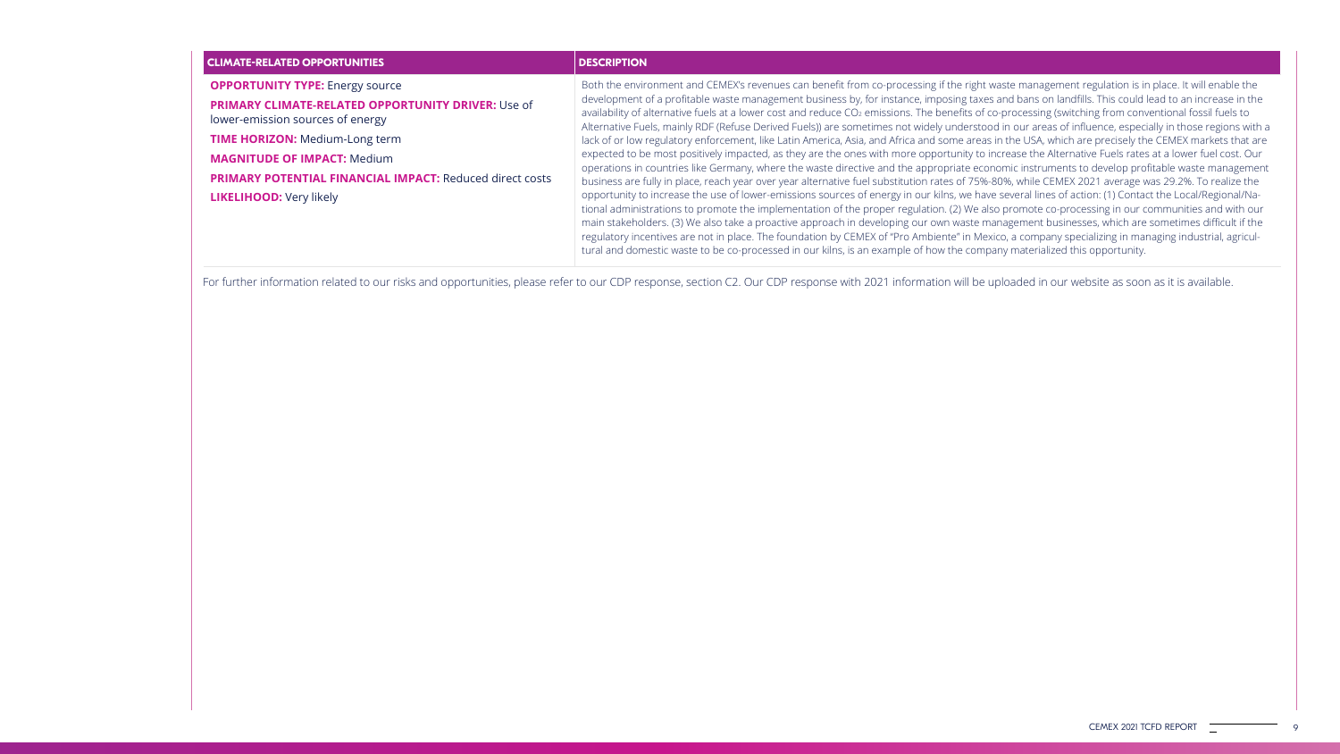| CLIMATE-RELATED OPPORTUNITIES | DESCRIPTION |
|---|---|
| **OPPORTUNITY TYPE:** Energy source<br>**PRIMARY CLIMATE-RELATED OPPORTUNITY DRIVER:** Use of lower-emission sources of energy<br>**TIME HORIZON:** Medium-Long term<br>**MAGNITUDE OF IMPACT:** Medium<br>**PRIMARY POTENTIAL FINANCIAL IMPACT:** Reduced direct costs<br>**LIKELIHOOD:** Very likely | Both the environment and CEMEX's revenues can benefit from co-processing if the right waste management regulation is in place. It will enable the development of a profitable waste management business by, for instance, imposing taxes and bans on landfills. This could lead to an increase in the availability of alternative fuels at a lower cost and reduce $CO_2$ emissions. The benefits of co-processing (switching from conventional fossil fuels to Alternative Fuels, mainly RDF (Refuse Derived Fuels)) are sometimes not widely understood in our areas of influence, especially in those regions with a lack of or low regulatory enforcement, like Latin America, Asia, and Africa and some areas in the USA, which are precisely the CEMEX markets that are expected to be most positively impacted, as they are the ones with more opportunity to increase the Alternative Fuels rates at a lower fuel cost. Our operations in countries like Germany, where the waste directive and the appropriate economic instruments to develop profitable waste management business are fully in place, reach year over year alternative fuel substitution rates of 75%-80%, while CEMEX 2021 average was 29.2%. To realize the opportunity to increase the use of lower-emissions sources of energy in our kilns, we have several lines of action: (1) Contact the Local/Regional/National administrations to promote the implementation of the proper regulation. (2) We also promote co-processing in our communities and with our main stakeholders. (3) We also take a proactive approach in developing our own waste management businesses, which are sometimes difficult if the regulatory incentives are not in place. The foundation by CEMEX of "Pro Ambiente" in Mexico, a company specializing in managing industrial, agricultural and domestic waste to be co-processed in our kilns, is an example of how the company materialized this opportunity. |

For further information related to our risks and opportunities, please refer to our CDP response, section C2. Our CDP response with 2021 information will be uploaded in our website as soon as it is available.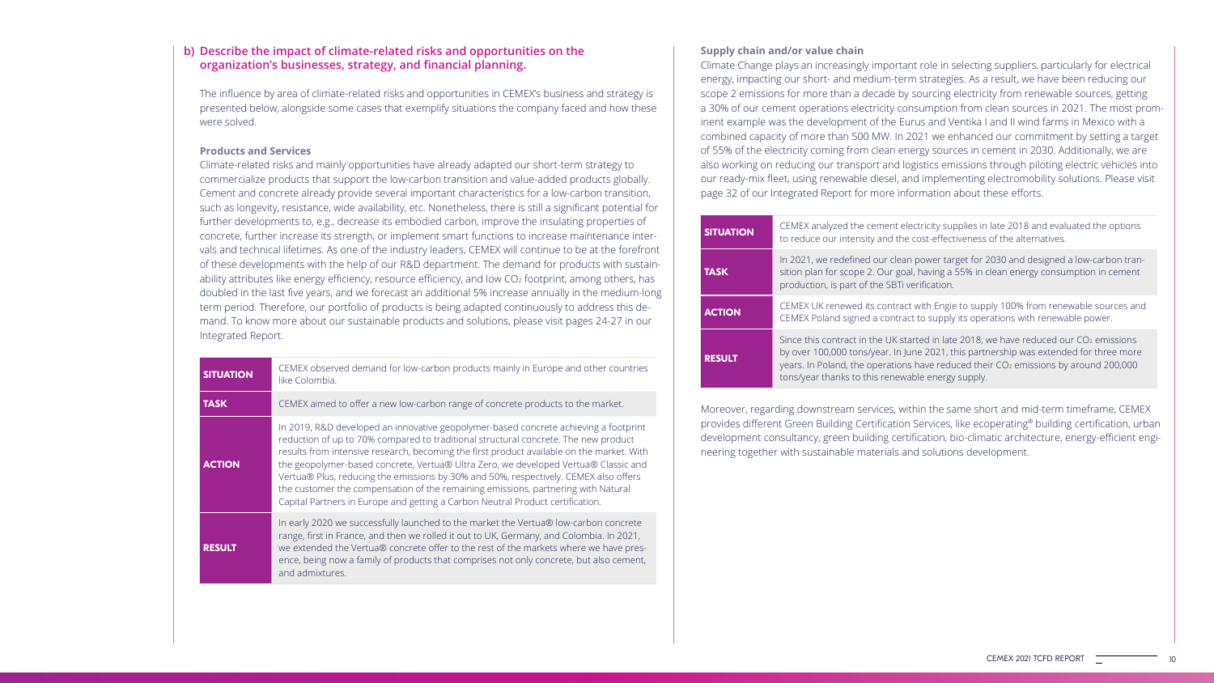## b) Describe the impact of climate-related risks and opportunities on the organization's businesses, strategy, and financial planning.

The influence by area of climate-related risks and opportunities in CEMEX's business and strategy is presented below, alongside some cases that exemplify situations the company faced and how these were solved.

### Products and Services

Climate-related risks and mainly opportunities have already adapted our short-term strategy to commercialize products that support the low-carbon transition and value-added products globally. Cement and concrete already provide several important characteristics for a low-carbon transition, such as longevity, resistance, wide availability, etc. Nonetheless, there is still a significant potential for further developments to, e.g., decrease its embodied carbon, improve the insulating properties of concrete, further increase its strength, or implement smart functions to increase maintenance intervals and technical lifetimes. As one of the industry leaders, CEMEX will continue to be at the forefront of these developments with the help of our R&D department. The demand for products with sustainability attributes like energy efficiency, resource efficiency, and low $CO_2$ footprint, among others, has doubled in the last five years, and we forecast an additional 5% increase annually in the medium-long term period. Therefore, our portfolio of products is being adapted continuously to address this demand. To know more about our sustainable products and solutions, please visit pages 24-27 in our Integrated Report.

| | |
|---|---|
| **SITUATION** | CEMEX observed demand for low-carbon products mainly in Europe and other countries like Colombia. |
| **TASK** | CEMEX aimed to offer a new low-carbon range of concrete products to the market. |
| **ACTION** | In 2019, R&D developed an innovative geopolymer-based concrete achieving a footprint reduction of up to 70% compared to traditional structural concrete. The new product results from intensive research, becoming the first product available on the market. With the geopolymer-based concrete, Vertua® Ultra Zero, we developed Vertua® Classic and Vertua® Plus, reducing the emissions by 30% and 50%, respectively. CEMEX also offers the customer the compensation of the remaining emissions, partnering with Natural Capital Partners in Europe and getting a Carbon Neutral Product certification. |
| **RESULT** | In early 2020 we successfully launched to the market the Vertua® low-carbon concrete range, first in France, and then we rolled it out to UK, Germany, and Colombia. In 2021, we extended the Vertua® concrete offer to the rest of the markets where we have presence, being now a family of products that comprises not only concrete, but also cement, and admixtures. |

### Supply chain and/or value chain

Climate Change plays an increasingly important role in selecting suppliers, particularly for electrical energy, impacting our short- and medium-term strategies. As a result, we have been reducing our scope 2 emissions for more than a decade by sourcing electricity from renewable sources, getting a 30% of our cement operations electricity consumption from clean sources in 2021. The most prominent example was the development of the Eurus and Ventika I and II wind farms in Mexico with a combined capacity of more than 500 MW. In 2021 we enhanced our commitment by setting a target of 55% of the electricity coming from clean energy sources in cement in 2030. Additionally, we are also working on reducing our transport and logistics emissions through piloting electric vehicles into our ready-mix fleet, using renewable diesel, and implementing electromobility solutions. Please visit page 32 of our Integrated Report for more information about these efforts.

| | |
|---|---|
| **SITUATION** | CEMEX analyzed the cement electricity supplies in late 2018 and evaluated the options to reduce our intensity and the cost-effectiveness of the alternatives. |
| **TASK** | In 2021, we redefined our clean power target for 2030 and designed a low-carbon transition plan for scope 2. Our goal, having a 55% in clean energy consumption in cement production, is part of the SBTi verification. |
| **ACTION** | CEMEX UK renewed its contract with Engie to supply 100% from renewable sources and CEMEX Poland signed a contract to supply its operations with renewable power. |
| **RESULT** | Since this contract in the UK started in late 2018, we have reduced our $CO_2$ emissions by over 100,000 tons/year. In June 2021, this partnership was extended for three more years. In Poland, the operations have reduced their $CO_2$ emissions by around 200,000 tons/year thanks to this renewable energy supply. |

Moreover, regarding downstream services, within the same short and mid-term timeframe, CEMEX provides different Green Building Certification Services, like ecoperating® building certification, urban development consultancy, green building certification, bio-climatic architecture, energy-efficient engineering together with sustainable materials and solutions development.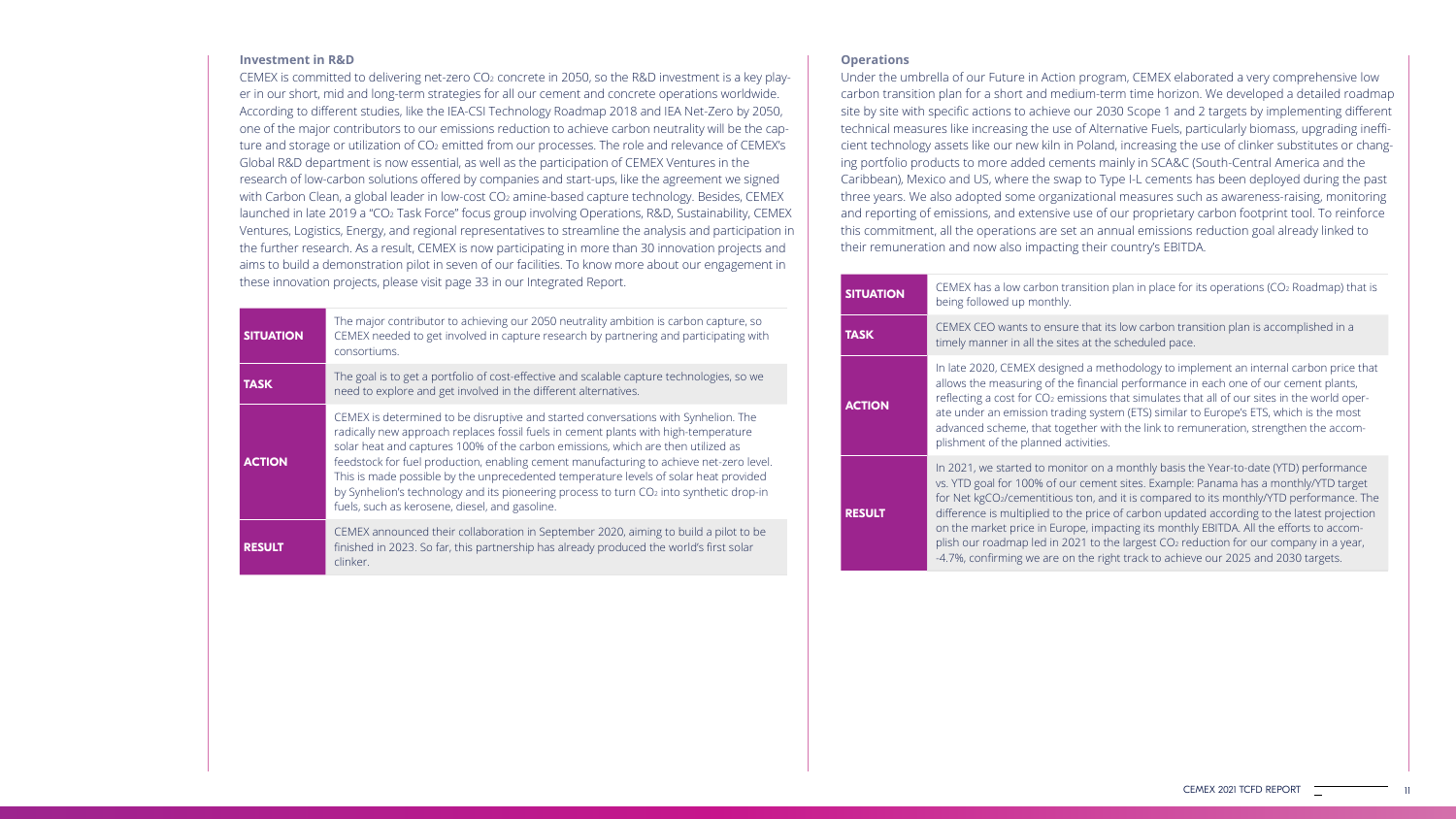## Investment in R&D

CEMEX is committed to delivering net-zero $CO_2$ concrete in 2050, so the R&D investment is a key player in our short, mid and long-term strategies for all our cement and concrete operations worldwide. According to different studies, like the IEA-CSI Technology Roadmap 2018 and IEA Net-Zero by 2050, one of the major contributors to our emissions reduction to achieve carbon neutrality will be the capture and storage or utilization of $CO_2$ emitted from our processes. The role and relevance of CEMEX's Global R&D department is now essential, as well as the participation of CEMEX Ventures in the research of low-carbon solutions offered by companies and start-ups, like the agreement we signed with Carbon Clean, a global leader in low-cost $CO_2$ amine-based capture technology. Besides, CEMEX launched in late 2019 a "$CO_2$ Task Force" focus group involving Operations, R&D, Sustainability, CEMEX Ventures, Logistics, Energy, and regional representatives to streamline the analysis and participation in the further research. As a result, CEMEX is now participating in more than 30 innovation projects and aims to build a demonstration pilot in seven of our facilities. To know more about our engagement in these innovation projects, please visit page 33 in our Integrated Report.

| | |
|---|---|
| **SITUATION** | The major contributor to achieving our 2050 neutrality ambition is carbon capture, so CEMEX needed to get involved in capture research by partnering and participating with consortiums. |
| **TASK** | The goal is to get a portfolio of cost-effective and scalable capture technologies, so we need to explore and get involved in the different alternatives. |
| **ACTION** | CEMEX is determined to be disruptive and started conversations with Synhelion. The radically new approach replaces fossil fuels in cement plants with high-temperature solar heat and captures 100% of the carbon emissions, which are then utilized as feedstock for fuel production, enabling cement manufacturing to achieve net-zero level. This is made possible by the unprecedented temperature levels of solar heat provided by Synhelion's technology and its pioneering process to turn $CO_2$ into synthetic drop-in fuels, such as kerosene, diesel, and gasoline. |
| **RESULT** | CEMEX announced their collaboration in September 2020, aiming to build a pilot to be finished in 2023. So far, this partnership has already produced the world's first solar clinker. |

## Operations

Under the umbrella of our Future in Action program, CEMEX elaborated a very comprehensive low carbon transition plan for a short and medium-term time horizon. We developed a detailed roadmap site by site with specific actions to achieve our 2030 Scope 1 and 2 targets by implementing different technical measures like increasing the use of Alternative Fuels, particularly biomass, upgrading inefficient technology assets like our new kiln in Poland, increasing the use of clinker substitutes or changing portfolio products to more added cements mainly in SCA&C (South-Central America and the Caribbean), Mexico and US, where the swap to Type I-L cements has been deployed during the past three years. We also adopted some organizational measures such as awareness-raising, monitoring and reporting of emissions, and extensive use of our proprietary carbon footprint tool. To reinforce this commitment, all the operations are set an annual emissions reduction goal already linked to their remuneration and now also impacting their country's EBITDA.

| | |
|---|---|
| **SITUATION** | CEMEX has a low carbon transition plan in place for its operations ($CO_2$ Roadmap) that is being followed up monthly. |
| **TASK** | CEMEX CEO wants to ensure that its low carbon transition plan is accomplished in a timely manner in all the sites at the scheduled pace. |
| **ACTION** | In late 2020, CEMEX designed a methodology to implement an internal carbon price that allows the measuring of the financial performance in each one of our cement plants, reflecting a cost for $CO_2$ emissions that simulates that all of our sites in the world operate under an emission trading system (ETS) similar to Europe's ETS, which is the most advanced scheme, that together with the link to remuneration, strengthen the accomplishment of the planned activities. |
| **RESULT** | In 2021, we started to monitor on a monthly basis the Year-to-date (YTD) performance vs. YTD goal for 100% of our cement sites. Example: Panama has a monthly/YTD target for Net $kgCO_2$/cementitious ton, and it is compared to its monthly/YTD performance. The difference is multiplied to the price of carbon updated according to the latest projection on the market price in Europe, impacting its monthly EBITDA. All the efforts to accomplish our roadmap led in 2021 to the largest $CO_2$ reduction for our company in a year, -4.7%, confirming we are on the right track to achieve our 2025 and 2030 targets. |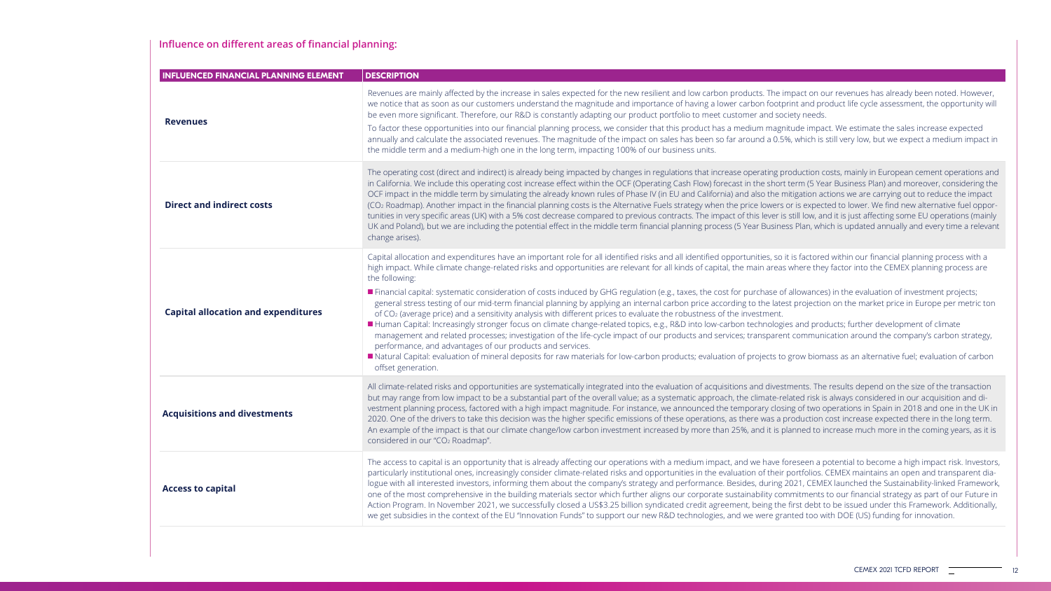## Influence on different areas of financial planning:

| INFLUENCED FINANCIAL PLANNING ELEMENT | DESCRIPTION |
|---|---|
| **Revenues** | Revenues are mainly affected by the increase in sales expected for the new resilient and low carbon products. The impact on our revenues has already been noted. However, we notice that as soon as our customers understand the magnitude and importance of having a lower carbon footprint and product life cycle assessment, the opportunity will be even more significant. Therefore, our R&D is constantly adapting our product portfolio to meet customer and society needs.<br><br>To factor these opportunities into our financial planning process, we consider that this product has a medium magnitude impact. We estimate the sales increase expected annually and calculate the associated revenues. The magnitude of the impact on sales has been so far around a 0.5%, which is still very low, but we expect a medium impact in the middle term and a medium-high one in the long term, impacting 100% of our business units. |
| **Direct and indirect costs** | The operating cost (direct and indirect) is already being impacted by changes in regulations that increase operating production costs, mainly in European cement operations and in California. We include this operating cost increase effect within the OCF (Operating Cash Flow) forecast in the short term (5 Year Business Plan) and moreover, considering the OCF impact in the middle term by simulating the already known rules of Phase IV (in EU and California) and also the mitigation actions we are carrying out to reduce the impact ($CO_2$ Roadmap). Another impact in the financial planning costs is the Alternative Fuels strategy when the price lowers or is expected to lower. We find new alternative fuel opportunities in very specific areas (UK) with a 5% cost decrease compared to previous contracts. The impact of this lever is still low, and it is just affecting some EU operations (mainly UK and Poland), but we are including the potential effect in the middle term financial planning process (5 Year Business Plan, which is updated annually and every time a relevant change arises). |
| **Capital allocation and expenditures** | Capital allocation and expenditures have an important role for all identified risks and all identified opportunities, so it is factored within our financial planning process with a high impact. While climate change-related risks and opportunities are relevant for all kinds of capital, the main areas where they factor into the CEMEX planning process are the following:<br>- Financial capital: systematic consideration of costs induced by GHG regulation (e.g., taxes, the cost for purchase of allowances) in the evaluation of investment projects; general stress testing of our mid-term financial planning by applying an internal carbon price according to the latest projection on the market price in Europe per metric ton of $CO_2$ (average price) and a sensitivity analysis with different prices to evaluate the robustness of the investment.<br>- Human Capital: Increasingly stronger focus on climate change-related topics, e.g., R&D into low-carbon technologies and products; further development of climate management and related processes; investigation of the life-cycle impact of our products and services; transparent communication around the company's carbon strategy, performance, and advantages of our products and services.<br>- Natural Capital: evaluation of mineral deposits for raw materials for low-carbon products; evaluation of projects to grow biomass as an alternative fuel; evaluation of carbon offset generation. |
| **Acquisitions and divestments** | All climate-related risks and opportunities are systematically integrated into the evaluation of acquisitions and divestments. The results depend on the size of the transaction but may range from low impact to be a substantial part of the overall value; as a systematic approach, the climate-related risk is always considered in our acquisition and divestment planning process, factored with a high impact magnitude. For instance, we announced the temporary closing of two operations in Spain in 2018 and one in the UK in 2020. One of the drivers to take this decision was the higher specific emissions of these operations, as there was a production cost increase expected there in the long term. An example of the impact is that our climate change/low carbon investment increased by more than 25%, and it is planned to increase much more in the coming years, as it is considered in our "$CO_2$ Roadmap". |
| **Access to capital** | The access to capital is an opportunity that is already affecting our operations with a medium impact, and we have foreseen a potential to become a high impact risk. Investors, particularly institutional ones, increasingly consider climate-related risks and opportunities in the evaluation of their portfolios. CEMEX maintains an open and transparent dialogue with all interested investors, informing them about the company's strategy and performance. Besides, during 2021, CEMEX launched the Sustainability-linked Framework, one of the most comprehensive in the building materials sector which further aligns our corporate sustainability commitments to our financial strategy as part of our Future in Action Program. In November 2021, we successfully closed a US$3.25 billion syndicated credit agreement, being the first debt to be issued under this Framework. Additionally, we get subsidies in the context of the EU "Innovation Funds" to support our new R&D technologies, and we were granted too with DOE (US) funding for innovation. |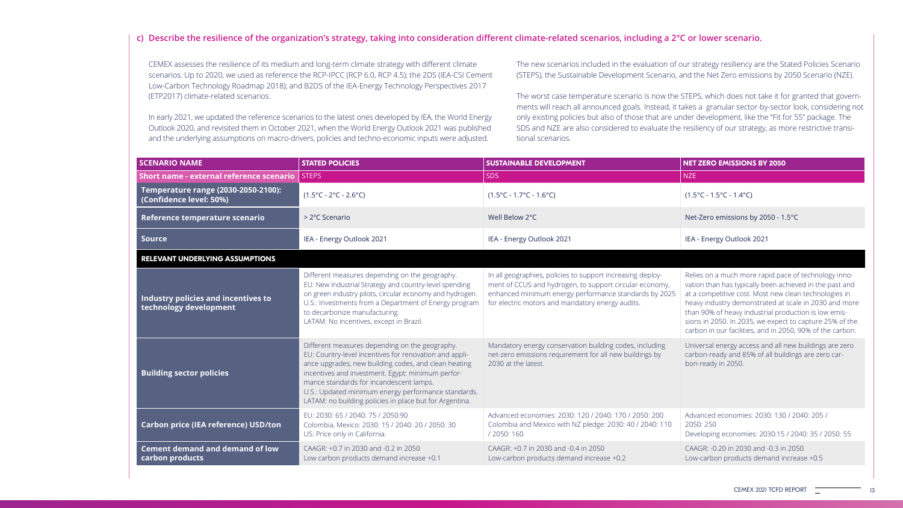## c) Describe the resilience of the organization's strategy, taking into consideration different climate-related scenarios, including a 2°C or lower scenario.

CEMEX assesses the resilience of its medium and long-term climate strategy with different climate scenarios. Up to 2020, we used as reference the RCP-IPCC (RCP 6.0, RCP 4.5); the 2DS (IEA-CSI Cement Low-Carbon Technology Roadmap 2018); and B2DS of the IEA-Energy Technology Perspectives 2017 (ETP2017) climate-related scenarios.

In early 2021, we updated the reference scenarios to the latest ones developed by IEA, the World Energy Outlook 2020, and revisited them in October 2021, when the World Energy Outlook 2021 was published and the underlying assumptions on macro-drivers, policies and techno-economic inputs were adjusted.

The new scenarios included in the evaluation of our strategy resiliency are the Stated Policies Scenario (STEPS), the Sustainable Development Scenario, and the Net Zero emissions by 2050 Scenario (NZE).

The worst case temperature scenario is now the STEPS, which does not take it for granted that governments will reach all announced goals. Instead, it takes a granular sector-by-sector look, considering not only existing policies but also of those that are under development, like the "Fit for 55" package. The SDS and NZE are also considered to evaluate the resiliency of our strategy, as more restrictive transitional scenarios.

| SCENARIO NAME | STATED POLICIES | SUSTAINABLE DEVELOPMENT | NET ZERO EMISSIONS BY 2050 |
|---|---|---|---|
| **Short name - external reference scenario** | STEPS | SDS | NZE |
| **Temperature range (2030-2050-2100): (Confidence level: 50%)** | (1.5°C - 2°C - 2.6°C) | (1.5°C - 1.7°C - 1.6°C) | (1.5°C - 1.5°C - 1.4°C) |
| **Reference temperature scenario** | > 2°C Scenario | Well Below 2°C | Net-Zero emissions by 2050 - 1.5°C |
| **Source** | IEA - Energy Outlook 2021 | IEA - Energy Outlook 2021 | IEA - Energy Outlook 2021 |
| **RELEVANT UNDERLYING ASSUMPTIONS** | | | |
| **Industry policies and incentives to technology development** | Different measures depending on the geography. EU: New Industrial Strategy and country-level spending on green industry pilots, circular economy and hydrogen. U.S.: Investments from a Department of Energy program to decarbonize manufacturing. LATAM: No incentives, except in Brazil. | In all geographies, policies to support increasing deployment of CCUS and hydrogen, to support circular economy, enhanced minimum energy performance standards by 2025 for electric motors and mandatory energy audits. | Relies on a much more rapid pace of technology innovation than has typically been achieved in the past and at a competitive cost. Most new clean technologies in heavy industry demonstrated at scale in 2030 and more than 90% of heavy industrial production is low emissions in 2050. In 2035, we expect to capture 25% of the carbon in our facilities, and in 2050, 90% of the carbon. |
| **Building sector policies** | Different measures depending on the geography. EU: Country-level incentives for renovation and appliance upgrades, new building codes, and clean heating incentives and investment. Egypt: minimum performance standards for incandescent lamps. U.S.: Updated minimum energy performance standards. LATAM: no building policies in place but for Argentina. | Mandatory energy conservation building codes, including net-zero emissions requirement for all new buildings by 2030 at the latest. | Universal energy access and all new buildings are zero carbon-ready and 85% of all buildings are zero carbon-ready in 2050. |
| **Carbon price (IEA reference) USD/ton** | EU: 2030: 65 / 2040: 75 / 2050:90 Colombia, Mexico: 2030: 15 / 2040: 20 / 2050: 30 US: Price only in California. | Advanced economies: 2030: 120 / 2040: 170 / 2050: 200 Colombia and Mexico with NZ pledge: 2030: 40 / 2040: 110 / 2050: 160 | Advanced economies: 2030: 130 / 2040: 205 / 2050: 250 Developing economies: 2030:15 / 2040: 35 / 2050: 55 |
| **Cement demand and demand of low carbon products** | CAAGR: +0.7 in 2030 and -0.2 in 2050 Low carbon products demand increase +0.1 | CAAGR: +0.7 in 2030 and -0.4 in 2050 Low-carbon products demand increase +0.2 | CAAGR: -0.20 in 2030 and -0.3 in 2050 Low-carbon products demand increase +0.5 |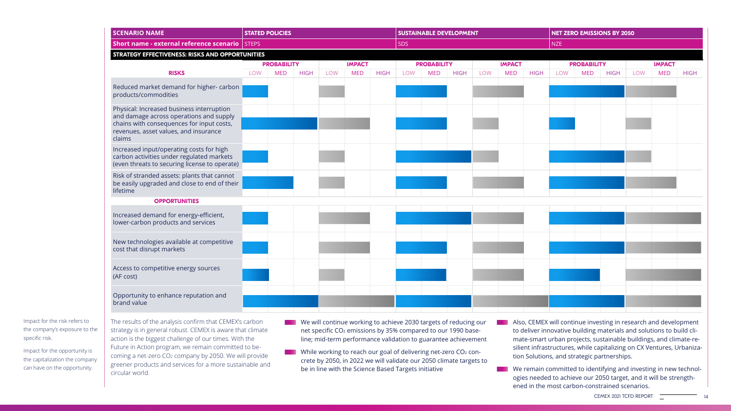| SCENARIO NAME | STATED POLICIES | | SUSTAINABLE DEVELOPMENT | | NET ZERO EMISSIONS BY 2050 | |
|---|---|---|---|---|---|---|
| **Short name - external reference scenario** | STEPS | | SDS | | NZE | |
| **STRATEGY EFFECTIVENESS: RISKS AND OPPORTUNITIES** | | | | | | |
| | **PROBABILITY** | **IMPACT** | **PROBABILITY** | **IMPACT** | **PROBABILITY** | **IMPACT** |
| **RISKS** | LOW / MED / HIGH | LOW / MED / HIGH | LOW / MED / HIGH | LOW / MED / HIGH | LOW / MED / HIGH | LOW / MED / HIGH |
| Reduced market demand for higher- carbon products/commodities | LOW | LOW | MED | MED | HIGH | MED |
| Physical: Increased business interruption and damage across operations and supply chains with consequences for input costs, revenues, asset values, and insurance claims | HIGH | MED | MED | LOW | LOW | LOW |
| Increased input/operating costs for high carbon activities under regulated markets (even threats to securing license to operate) | LOW | LOW | HIGH | LOW | HIGH | LOW |
| Risk of stranded assets: plants that cannot be easily upgraded and close to end of their lifetime | MED | LOW | MED | MED | HIGH | MED |
| **OPPORTUNITIES** | | | | | | |
| Increased demand for energy-efficient, lower-carbon products and services | LOW | MED | HIGH | MED | HIGH | HIGH |
| New technologies available at competitive cost that disrupt markets | LOW | MED | MED | MED | HIGH | HIGH |
| Access to competitive energy sources (AF cost) | LOW | LOW | MED | MED | MED | HIGH |
| Opportunity to enhance reputation and brand value | HIGH | HIGH | HIGH | HIGH | HIGH | HIGH |

Impact for the risk refers to the company's exposure to the specific risk.

Impact for the opportunity is the capitalization the company can have on the opportunity.

The results of the analysis confirm that CEMEX's carbon strategy is in general robust. CEMEX is aware that climate action is the biggest challenge of our times. With the Future in Action program, we remain committed to becoming a net-zero $CO_2$ company by 2050. We will provide greener products and services for a more sustainable and circular world.

- We will continue working to achieve 2030 targets of reducing our net specific $CO_2$ emissions by 35% compared to our 1990 baseline; mid-term performance validation to guarantee achievement
- While working to reach our goal of delivering net-zero $CO_2$ concrete by 2050, in 2022 we will validate our 2050 climate targets to be in line with the Science Based Targets initiative
- Also, CEMEX will continue investing in research and development to deliver innovative building materials and solutions to build climate-smart urban projects, sustainable buildings, and climate-resilient infrastructures, while capitalizing on CX Ventures, Urbanization Solutions, and strategic partnerships.
- We remain committed to identifying and investing in new technologies needed to achieve our 2050 target, and it will be strengthened in the most carbon-constrained scenarios.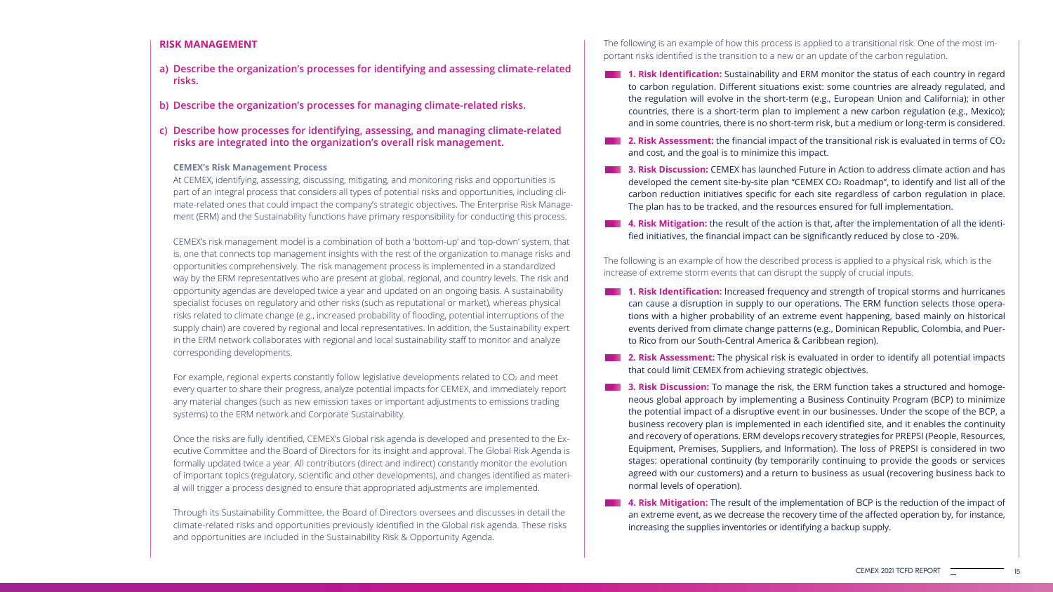## RISK MANAGEMENT

**a) Describe the organization's processes for identifying and assessing climate-related risks.**

**b) Describe the organization's processes for managing climate-related risks.**

**c) Describe how processes for identifying, assessing, and managing climate-related risks are integrated into the organization's overall risk management.**

### CEMEX's Risk Management Process

At CEMEX, identifying, assessing, discussing, mitigating, and monitoring risks and opportunities is part of an integral process that considers all types of potential risks and opportunities, including climate-related ones that could impact the company's strategic objectives. The Enterprise Risk Management (ERM) and the Sustainability functions have primary responsibility for conducting this process.

CEMEX's risk management model is a combination of both a 'bottom-up' and 'top-down' system, that is, one that connects top management insights with the rest of the organization to manage risks and opportunities comprehensively. The risk management process is implemented in a standardized way by the ERM representatives who are present at global, regional, and country levels. The risk and opportunity agendas are developed twice a year and updated on an ongoing basis. A sustainability specialist focuses on regulatory and other risks (such as reputational or market), whereas physical risks related to climate change (e.g., increased probability of flooding, potential interruptions of the supply chain) are covered by regional and local representatives. In addition, the Sustainability expert in the ERM network collaborates with regional and local sustainability staff to monitor and analyze corresponding developments.

For example, regional experts constantly follow legislative developments related to $CO_2$ and meet every quarter to share their progress, analyze potential impacts for CEMEX, and immediately report any material changes (such as new emission taxes or important adjustments to emissions trading systems) to the ERM network and Corporate Sustainability.

Once the risks are fully identified, CEMEX's Global risk agenda is developed and presented to the Executive Committee and the Board of Directors for its insight and approval. The Global Risk Agenda is formally updated twice a year. All contributors (direct and indirect) constantly monitor the evolution of important topics (regulatory, scientific and other developments), and changes identified as material will trigger a process designed to ensure that appropriated adjustments are implemented.

Through its Sustainability Committee, the Board of Directors oversees and discusses in detail the climate-related risks and opportunities previously identified in the Global risk agenda. These risks and opportunities are included in the Sustainability Risk & Opportunity Agenda.

The following is an example of how this process is applied to a transitional risk. One of the most important risks identified is the transition to a new or an update of the carbon regulation.

- **1. Risk Identification:** Sustainability and ERM monitor the status of each country in regard to carbon regulation. Different situations exist: some countries are already regulated, and the regulation will evolve in the short-term (e.g., European Union and California); in other countries, there is a short-term plan to implement a new carbon regulation (e.g., Mexico); and in some countries, there is no short-term risk, but a medium or long-term is considered.
- **2. Risk Assessment:** the financial impact of the transitional risk is evaluated in terms of $CO_2$ and cost, and the goal is to minimize this impact.
- **3. Risk Discussion:** CEMEX has launched Future in Action to address climate action and has developed the cement site-by-site plan "CEMEX $CO_2$ Roadmap", to identify and list all of the carbon reduction initiatives specific for each site regardless of carbon regulation in place. The plan has to be tracked, and the resources ensured for full implementation.
- **4. Risk Mitigation:** the result of the action is that, after the implementation of all the identified initiatives, the financial impact can be significantly reduced by close to -20%.

The following is an example of how the described process is applied to a physical risk, which is the increase of extreme storm events that can disrupt the supply of crucial inputs.

- **1. Risk Identification:** Increased frequency and strength of tropical storms and hurricanes can cause a disruption in supply to our operations. The ERM function selects those operations with a higher probability of an extreme event happening, based mainly on historical events derived from climate change patterns (e.g., Dominican Republic, Colombia, and Puerto Rico from our South-Central America & Caribbean region).
- **2. Risk Assessment:** The physical risk is evaluated in order to identify all potential impacts that could limit CEMEX from achieving strategic objectives.
- **3. Risk Discussion:** To manage the risk, the ERM function takes a structured and homogeneous global approach by implementing a Business Continuity Program (BCP) to minimize the potential impact of a disruptive event in our businesses. Under the scope of the BCP, a business recovery plan is implemented in each identified site, and it enables the continuity and recovery of operations. ERM develops recovery strategies for PREPSI (People, Resources, Equipment, Premises, Suppliers, and Information). The loss of PREPSI is considered in two stages: operational continuity (by temporarily continuing to provide the goods or services agreed with our customers) and a return to business as usual (recovering business back to normal levels of operation).
- **4. Risk Mitigation:** The result of the implementation of BCP is the reduction of the impact of an extreme event, as we decrease the recovery time of the affected operation by, for instance, increasing the supplies inventories or identifying a backup supply.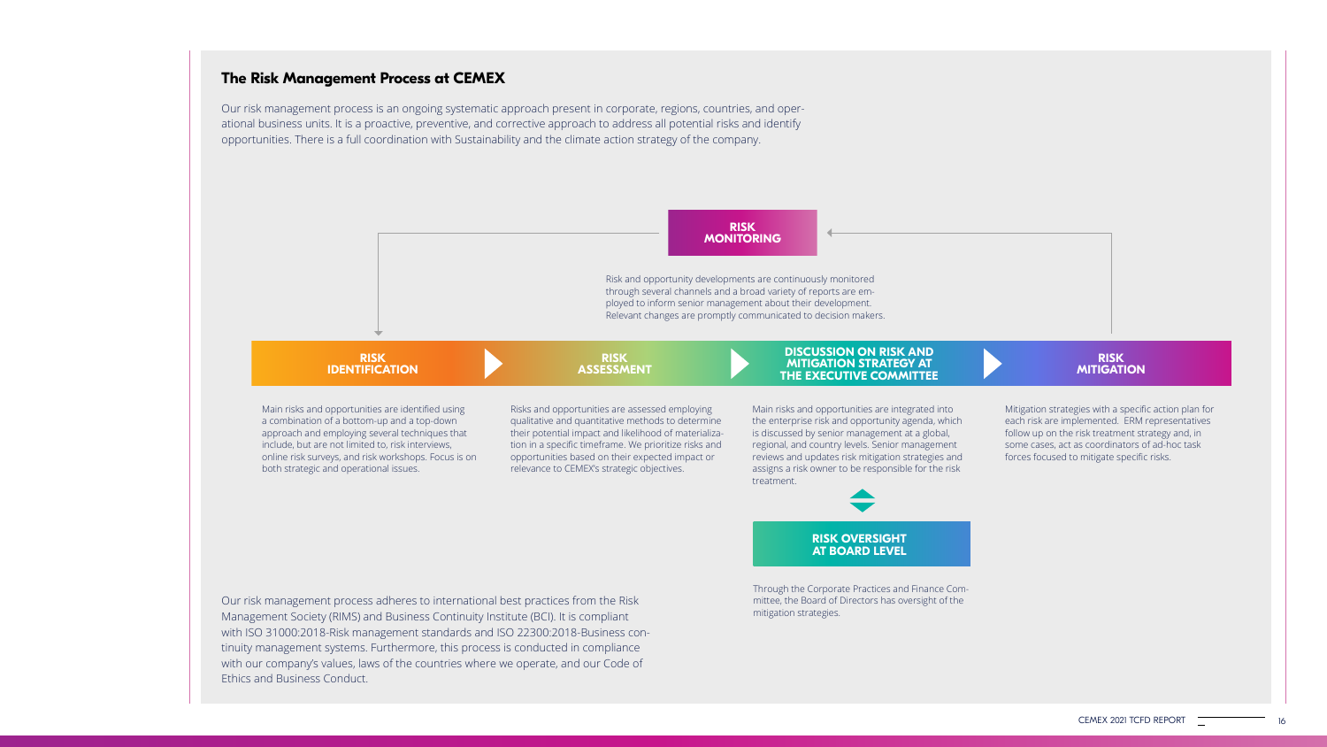## The Risk Management Process at CEMEX

Our risk management process is an ongoing systematic approach present in corporate, regions, countries, and operational business units. It is a proactive, preventive, and corrective approach to address all potential risks and identify opportunities. There is a full coordination with Sustainability and the climate action strategy of the company.

**RISK MONITORING**

Risk and opportunity developments are continuously monitored through several channels and a broad variety of reports are employed to inform senior management about their development. Relevant changes are promptly communicated to decision makers.

**RISK IDENTIFICATION**

Main risks and opportunities are identified using a combination of a bottom-up and a top-down approach and employing several techniques that include, but are not limited to, risk interviews, online risk surveys, and risk workshops. Focus is on both strategic and operational issues.

**RISK ASSESSMENT**

Risks and opportunities are assessed employing qualitative and quantitative methods to determine their potential impact and likelihood of materialization in a specific timeframe. We prioritize risks and opportunities based on their expected impact or relevance to CEMEX's strategic objectives.

**DISCUSSION ON RISK AND MITIGATION STRATEGY AT THE EXECUTIVE COMMITTEE**

Main risks and opportunities are integrated into the enterprise risk and opportunity agenda, which is discussed by senior management at a global, regional, and country levels. Senior management reviews and updates risk mitigation strategies and assigns a risk owner to be responsible for the risk treatment.

**RISK OVERSIGHT AT BOARD LEVEL**

Through the Corporate Practices and Finance Committee, the Board of Directors has oversight of the mitigation strategies.

**RISK MITIGATION**

Mitigation strategies with a specific action plan for each risk are implemented. ERM representatives follow up on the risk treatment strategy and, in some cases, act as coordinators of ad-hoc task forces focused to mitigate specific risks.

Our risk management process adheres to international best practices from the Risk Management Society (RIMS) and Business Continuity Institute (BCI). It is compliant with ISO 31000:2018-Risk management standards and ISO 22300:2018-Business continuity management systems. Furthermore, this process is conducted in compliance with our company's values, laws of the countries where we operate, and our Code of Ethics and Business Conduct.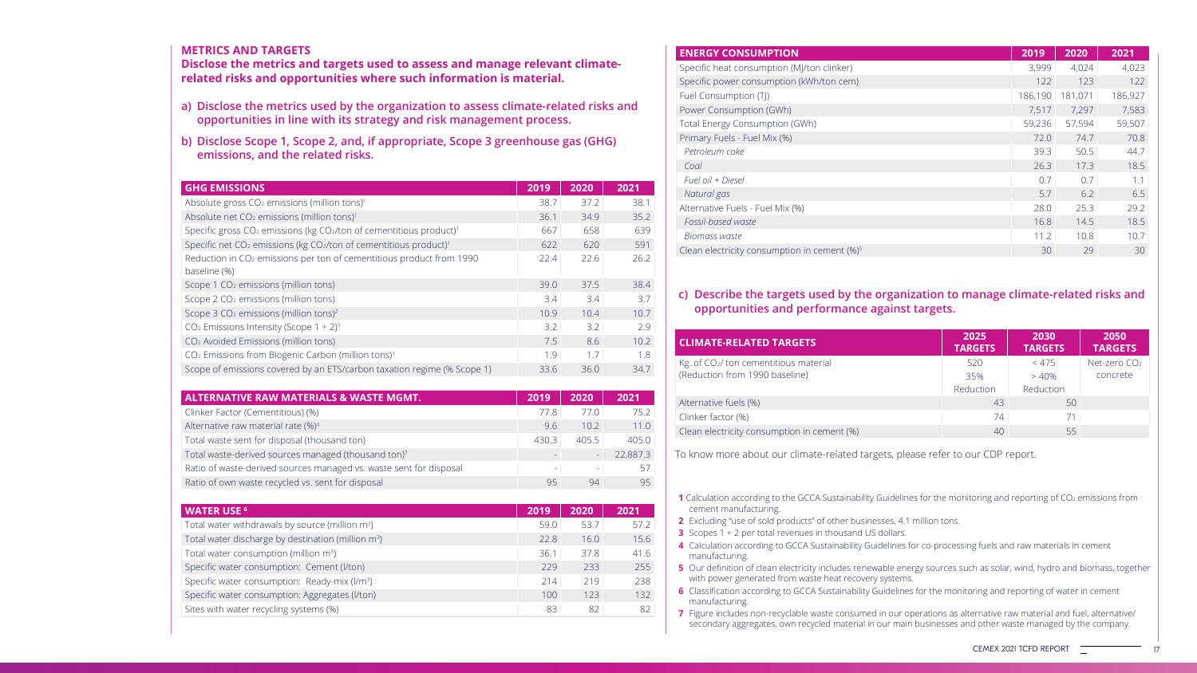## METRICS AND TARGETS

**Disclose the metrics and targets used to assess and manage relevant climate-related risks and opportunities where such information is material.**

**a) Disclose the metrics used by the organization to assess climate-related risks and opportunities in line with its strategy and risk management process.**

**b) Disclose Scope 1, Scope 2, and, if appropriate, Scope 3 greenhouse gas (GHG) emissions, and the related risks.**

| GHG EMISSIONS | 2019 | 2020 | 2021 |
|---|---|---|---|
| Absolute gross $CO_2$ emissions (million tons)[1] | 38.7 | 37.2 | 38.1 |
| Absolute net $CO_2$ emissions (million tons)[1] | 36.1 | 34.9 | 35.2 |
| Specific gross $CO_2$ emissions (kg $CO_2$/ton of cementitious product)[1] | 667 | 658 | 639 |
| Specific net $CO_2$ emissions (kg $CO_2$/ton of cementitious product)[1] | 622 | 620 | 591 |
| Reduction in $CO_2$ emissions per ton of cementitious product from 1990 baseline (%) | 22.4 | 22.6 | 26.2 |
| Scope 1 $CO_2$ emissions (million tons) | 39.0 | 37.5 | 38.4 |
| Scope 2 $CO_2$ emissions (million tons) | 3.4 | 3.4 | 3.7 |
| Scope 3 $CO_2$ emissions (million tons)[2] | 10.9 | 10.4 | 10.7 |
| $CO_2$ Emissions Intensity (Scope 1 + 2)[3] | 3.2 | 3.2 | 2.9 |
| $CO_2$ Avoided Emissions (million tons) | 7.5 | 8.6 | 10.2 |
| $CO_2$ Emissions from Biogenic Carbon (million tons)[1] | 1.9 | 1.7 | 1.8 |
| Scope of emissions covered by an ETS/carbon taxation regime (% Scope 1) | 33.6 | 36.0 | 34.7 |

| ALTERNATIVE RAW MATERIALS & WASTE MGMT. | 2019 | 2020 | 2021 |
|---|---|---|---|
| Clinker Factor (Cementitious) (%) | 77.8 | 77.0 | 75.2 |
| Alternative raw material rate (%)[4] | 9.6 | 10.2 | 11.0 |
| Total waste sent for disposal (thousand ton) | 430.3 | 405.5 | 405.0 |
| Total waste-derived sources managed (thousand ton)[7] | - | - | 22,887.3 |
| Ratio of waste-derived sources managed vs. waste sent for disposal | - | - | 57 |
| Ratio of own waste recycled vs. sent for disposal | 95 | 94 | 95 |

| WATER USE [6] | 2019 | 2020 | 2021 |
|---|---|---|---|
| Total water withdrawals by source (million $m^3$) | 59.0 | 53.7 | 57.2 |
| Total water discharge by destination (million $m^3$) | 22.8 | 16.0 | 15.6 |
| Total water consumption (million $m^3$) | 36.1 | 37.8 | 41.6 |
| Specific water consumption: Cement (l/ton) | 229 | 233 | 255 |
| Specific water consumption: Ready-mix (l/$m^3$) | 214 | 219 | 238 |
| Specific water consumption: Aggregates (l/ton) | 100 | 123 | 132 |
| Sites with water recycling systems (%) | 83 | 82 | 82 |

| ENERGY CONSUMPTION | 2019 | 2020 | 2021 |
|---|---|---|---|
| Specific heat consumption (MJ/ton clinker) | 3,999 | 4,024 | 4,023 |
| Specific power consumption (kWh/ton cem) | 122 | 123 | 122 |
| Fuel Consumption (TJ) | 186,190 | 181,071 | 186,927 |
| Power Consumption (GWh) | 7,517 | 7,297 | 7,583 |
| Total Energy Consumption (GWh) | 59,236 | 57,594 | 59,507 |
| Primary Fuels - Fuel Mix (%) | 72.0 | 74.7 | 70.8 |
| *Petroleum coke* | 39.3 | 50.5 | 44.7 |
| *Coal* | 26.3 | 17.3 | 18.5 |
| *Fuel oil + Diesel* | 0.7 | 0.7 | 1.1 |
| *Natural gas* | 5.7 | 6.2 | 6.5 |
| Alternative Fuels - Fuel Mix (%) | 28.0 | 25.3 | 29.2 |
| *Fossil-based waste* | 16.8 | 14.5 | 18.5 |
| *Biomass waste* | 11.2 | 10.8 | 10.7 |
| Clean electricity consumption in cement (%)[5] | 30 | 29 | 30 |

**c) Describe the targets used by the organization to manage climate-related risks and opportunities and performance against targets.**

| CLIMATE-RELATED TARGETS | 2025 TARGETS | 2030 TARGETS | 2050 TARGETS |
|---|---|---|---|
| Kg. of $CO_2$/ ton cementitious material (Reduction from 1990 baseline) | 520 35% Reduction | < 475 > 40% Reduction | Net-zero $CO_2$ concrete |
| Alternative fuels (%) | 43 | 50 | |
| Clinker factor (%) | 74 | 71 | |
| Clean electricity consumption in cement (%) | 40 | 55 | |

To know more about our climate-related targets, please refer to our CDP report.

1 Calculation according to the GCCA Sustainability Guidelines for the monitoring and reporting of $CO_2$ emissions from cement manufacturing.
2 Excluding "use of sold products" of other businesses, 4.1 million tons.
3 Scopes 1 + 2 per total revenues in thousand US dollars.
4 Calculation according to GCCA Sustainability Guidelines for co-processing fuels and raw materials in cement manufacturing.
5 Our definition of clean electricity includes renewable energy sources such as solar, wind, hydro and biomass, together with power generated from waste heat recovery systems.
6 Classification according to GCCA Sustainability Guidelines for the monitoring and reporting of water in cement manufacturing.
7 Figure includes non-recyclable waste consumed in our operations as alternative raw material and fuel, alternative/ secondary aggregates, own recycled material in our main businesses and other waste managed by the company.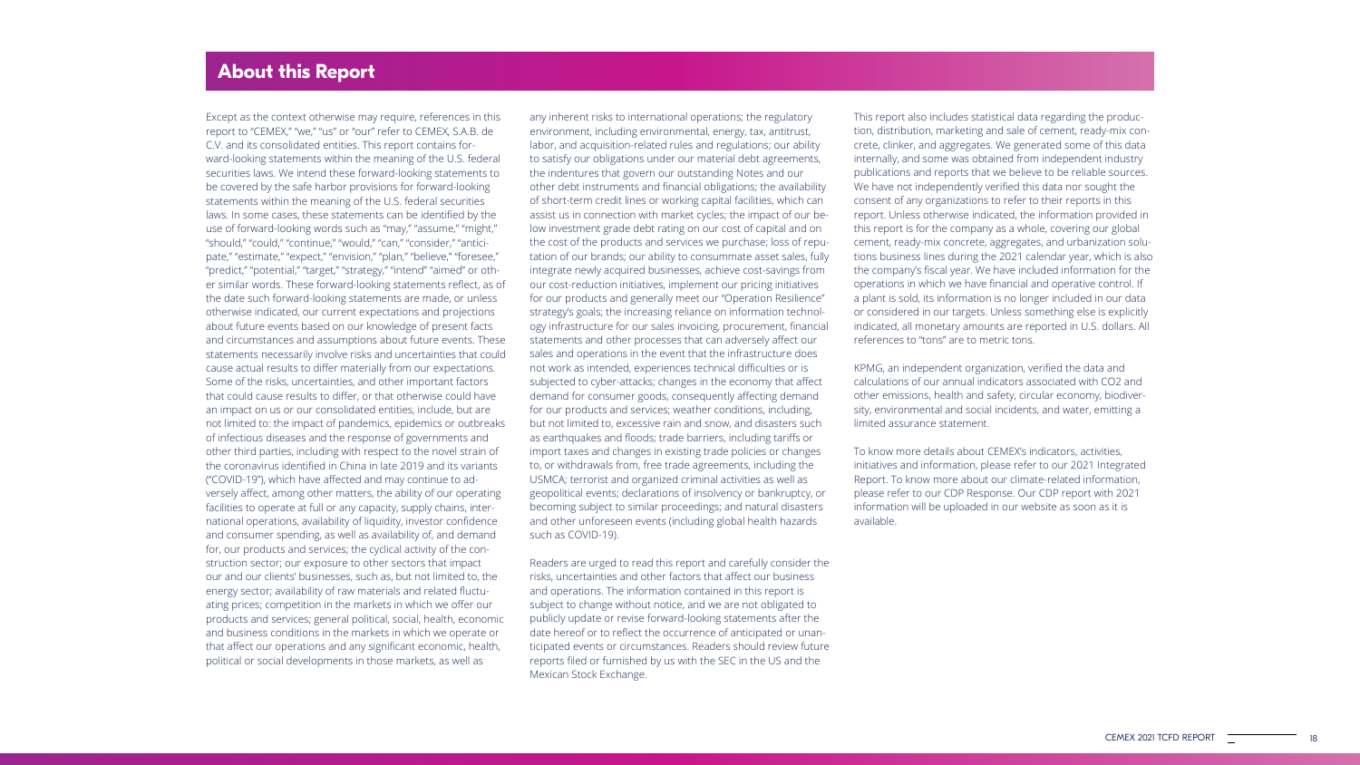## About this Report

Except as the context otherwise may require, references in this report to "CEMEX," "we," "us" or "our" refer to CEMEX, S.A.B. de C.V. and its consolidated entities. This report contains forward-looking statements within the meaning of the U.S. federal securities laws. We intend these forward-looking statements to be covered by the safe harbor provisions for forward-looking statements within the meaning of the U.S. federal securities laws. In some cases, these statements can be identified by the use of forward-looking words such as "may," "assume," "might," "should," "could," "continue," "would," "can," "consider," "anticipate," "estimate," "expect," "envision," "plan," "believe," "foresee," "predict," "potential," "target," "strategy," "intend" "aimed" or other similar words. These forward-looking statements reflect, as of the date such forward-looking statements are made, or unless otherwise indicated, our current expectations and projections about future events based on our knowledge of present facts and circumstances and assumptions about future events. These statements necessarily involve risks and uncertainties that could cause actual results to differ materially from our expectations. Some of the risks, uncertainties, and other important factors that could cause results to differ, or that otherwise could have an impact on us or our consolidated entities, include, but are not limited to: the impact of pandemics, epidemics or outbreaks of infectious diseases and the response of governments and other third parties, including with respect to the novel strain of the coronavirus identified in China in late 2019 and its variants ("COVID-19"), which have affected and may continue to adversely affect, among other matters, the ability of our operating facilities to operate at full or any capacity, supply chains, international operations, availability of liquidity, investor confidence and consumer spending, as well as availability of, and demand for, our products and services; the cyclical activity of the construction sector; our exposure to other sectors that impact our and our clients' businesses, such as, but not limited to, the energy sector; availability of raw materials and related fluctuating prices; competition in the markets in which we offer our products and services; general political, social, health, economic and business conditions in the markets in which we operate or that affect our operations and any significant economic, health, political or social developments in those markets, as well as any inherent risks to international operations; the regulatory environment, including environmental, energy, tax, antitrust, labor, and acquisition-related rules and regulations; our ability to satisfy our obligations under our material debt agreements, the indentures that govern our outstanding Notes and our other debt instruments and financial obligations; the availability of short-term credit lines or working capital facilities, which can assist us in connection with market cycles; the impact of our below investment grade debt rating on our cost of capital and on the cost of the products and services we purchase; loss of reputation of our brands; our ability to consummate asset sales, fully integrate newly acquired businesses, achieve cost-savings from our cost-reduction initiatives, implement our pricing initiatives for our products and generally meet our "Operation Resilience" strategy's goals; the increasing reliance on information technology infrastructure for our sales invoicing, procurement, financial statements and other processes that can adversely affect our sales and operations in the event that the infrastructure does not work as intended, experiences technical difficulties or is subjected to cyber-attacks; changes in the economy that affect demand for consumer goods, consequently affecting demand for our products and services; weather conditions, including, but not limited to, excessive rain and snow, and disasters such as earthquakes and floods; trade barriers, including tariffs or import taxes and changes in existing trade policies or changes to, or withdrawals from, free trade agreements, including the USMCA; terrorist and organized criminal activities as well as geopolitical events; declarations of insolvency or bankruptcy, or becoming subject to similar proceedings; and natural disasters and other unforeseen events (including global health hazards such as COVID-19).

Readers are urged to read this report and carefully consider the risks, uncertainties and other factors that affect our business and operations. The information contained in this report is subject to change without notice, and we are not obligated to publicly update or revise forward-looking statements after the date hereof or to reflect the occurrence of anticipated or unanticipated events or circumstances. Readers should review future reports filed or furnished by us with the SEC in the US and the Mexican Stock Exchange.

This report also includes statistical data regarding the production, distribution, marketing and sale of cement, ready-mix concrete, clinker, and aggregates. We generated some of this data internally, and some was obtained from independent industry publications and reports that we believe to be reliable sources. We have not independently verified this data nor sought the consent of any organizations to refer to their reports in this report. Unless otherwise indicated, the information provided in this report is for the company as a whole, covering our global cement, ready-mix concrete, aggregates, and urbanization solutions business lines during the 2021 calendar year, which is also the company's fiscal year. We have included information for the operations in which we have financial and operative control. If a plant is sold, its information is no longer included in our data or considered in our targets. Unless something else is explicitly indicated, all monetary amounts are reported in U.S. dollars. All references to "tons" are to metric tons.

KPMG, an independent organization, verified the data and calculations of our annual indicators associated with $CO_2$ and other emissions, health and safety, circular economy, biodiversity, environmental and social incidents, and water, emitting a limited assurance statement.

To know more details about CEMEX's indicators, activities, initiatives and information, please refer to our 2021 Integrated Report. To know more about our climate-related information, please refer to our CDP Response. Our CDP report with 2021 information will be uploaded in our website as soon as it is available.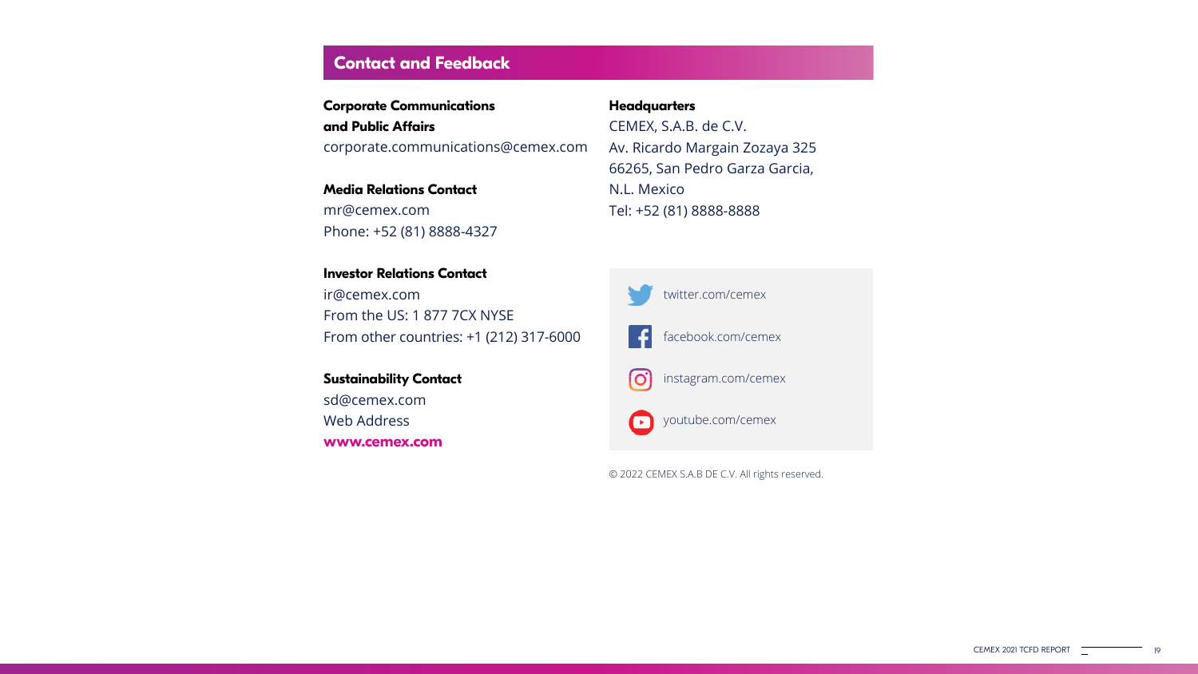## Contact and Feedback

**Corporate Communications and Public Affairs**
corporate.communications@cemex.com

**Media Relations Contact**
mr@cemex.com
Phone: +52 (81) 8888-4327

**Investor Relations Contact**
ir@cemex.com
From the US: 1 877 7CX NYSE
From other countries: +1 (212) 317-6000

**Sustainability Contact**
sd@cemex.com
Web Address
**www.cemex.com**

**Headquarters**
CEMEX, S.A.B. de C.V.
Av. Ricardo Margain Zozaya 325
66265, San Pedro Garza Garcia,
N.L. Mexico
Tel: +52 (81) 8888-8888

twitter.com/cemex
facebook.com/cemex
instagram.com/cemex
youtube.com/cemex

© 2022 CEMEX S.A.B DE C.V. All rights reserved.